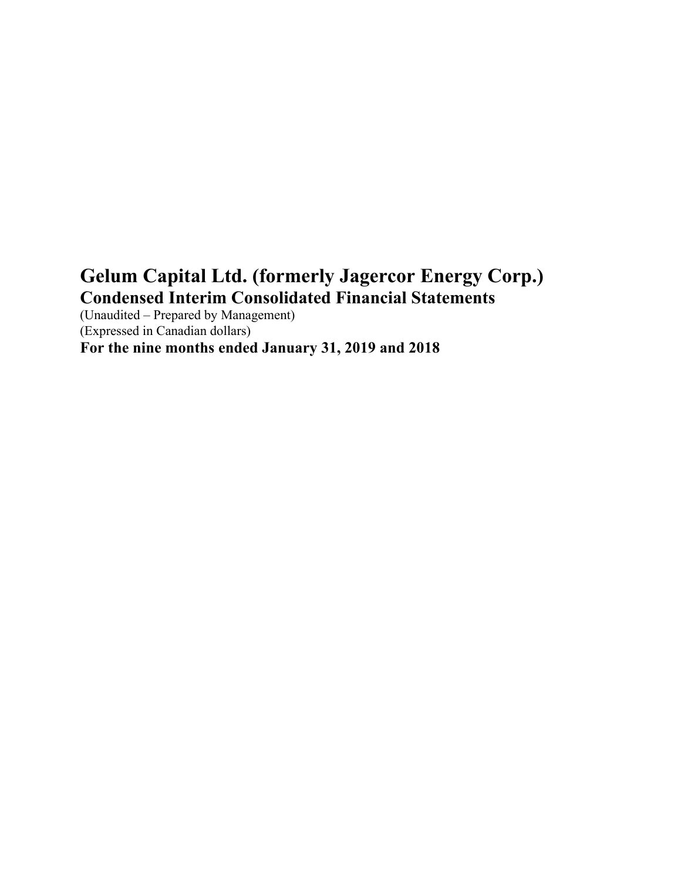# Gelum Capital Ltd. (formerly Jagercor Energy Corp.)

## Condensed Interim Consolidated Financial Statements

(Unaudited – Prepared by Management)
(Expressed in Canadian dollars)

**For the nine months ended January 31, 2019 and 2018**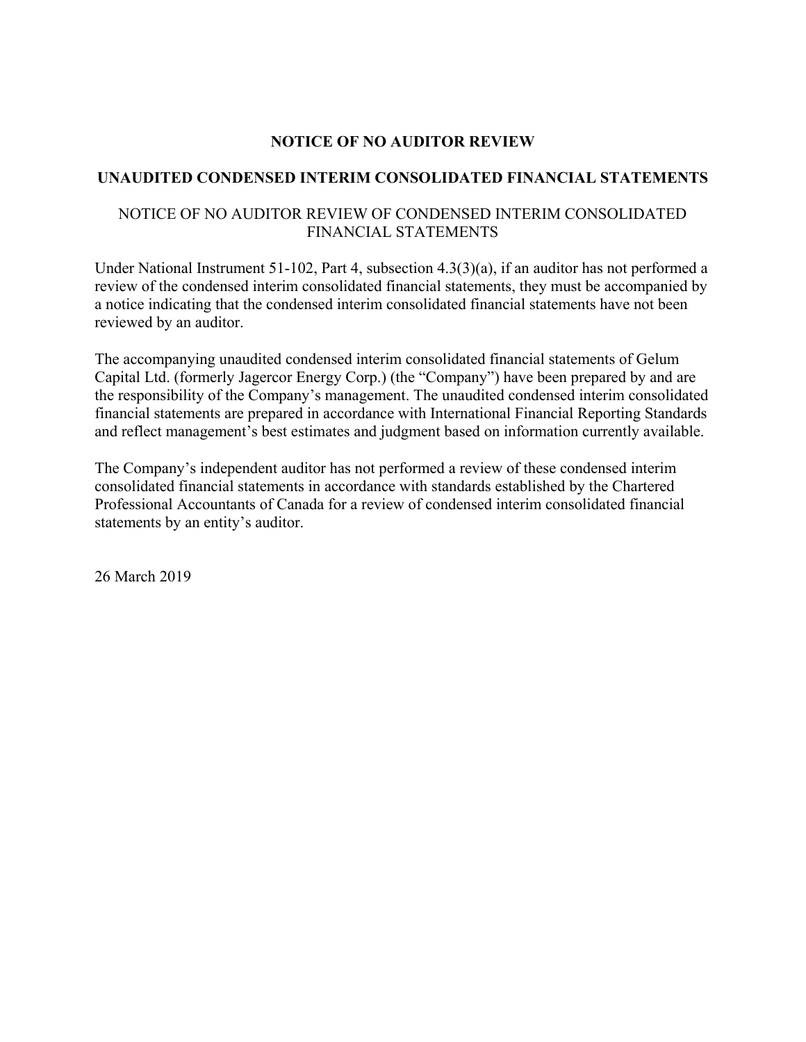# NOTICE OF NO AUDITOR REVIEW

## UNAUDITED CONDENSED INTERIM CONSOLIDATED FINANCIAL STATEMENTS

NOTICE OF NO AUDITOR REVIEW OF CONDENSED INTERIM CONSOLIDATED FINANCIAL STATEMENTS

Under National Instrument 51-102, Part 4, subsection 4.3(3)(a), if an auditor has not performed a review of the condensed interim consolidated financial statements, they must be accompanied by a notice indicating that the condensed interim consolidated financial statements have not been reviewed by an auditor.

The accompanying unaudited condensed interim consolidated financial statements of Gelum Capital Ltd. (formerly Jagercor Energy Corp.) (the "Company") have been prepared by and are the responsibility of the Company's management. The unaudited condensed interim consolidated financial statements are prepared in accordance with International Financial Reporting Standards and reflect management's best estimates and judgment based on information currently available.

The Company's independent auditor has not performed a review of these condensed interim consolidated financial statements in accordance with standards established by the Chartered Professional Accountants of Canada for a review of condensed interim consolidated financial statements by an entity's auditor.

26 March 2019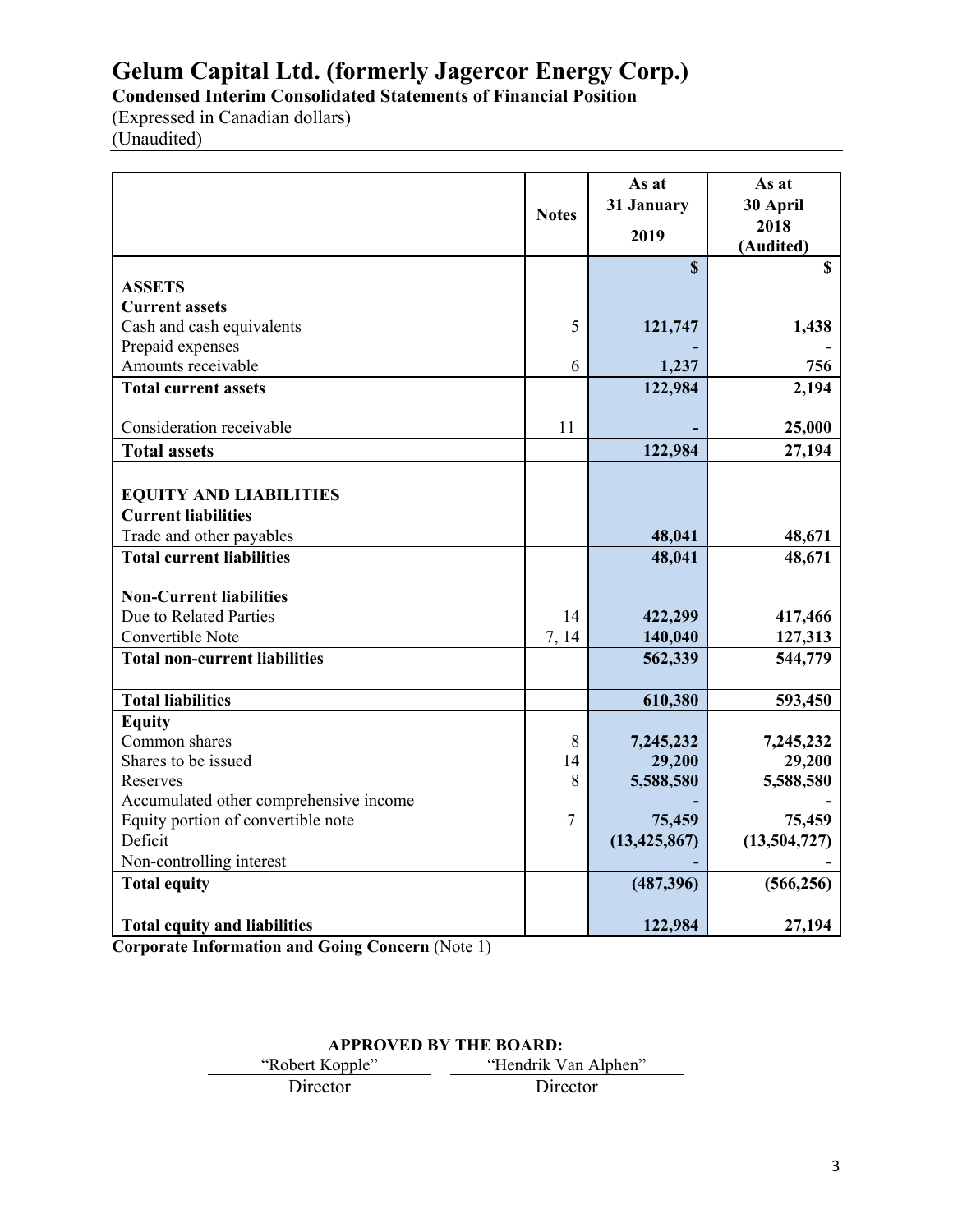# Gelum Capital Ltd. (formerly Jagercor Energy Corp.)

**Condensed Interim Consolidated Statements of Financial Position**

(Expressed in Canadian dollars)

(Unaudited)

| | Notes | As at 31 January 2019 | As at 30 April 2018 (Audited) |
|---|---|---|---|
| | | **$** | **$** |
| **ASSETS** | | | |
| **Current assets** | | | |
| Cash and cash equivalents | 5 | **121,747** | **1,438** |
| Prepaid expenses | | **-** | **-** |
| Amounts receivable | 6 | **1,237** | **756** |
| **Total current assets** | | **122,984** | **2,194** |
| Consideration receivable | 11 | **-** | **25,000** |
| **Total assets** | | **122,984** | **27,194** |
| **EQUITY AND LIABILITIES** | | | |
| **Current liabilities** | | | |
| Trade and other payables | | **48,041** | **48,671** |
| **Total current liabilities** | | **48,041** | **48,671** |
| **Non-Current liabilities** | | | |
| Due to Related Parties | 14 | **422,299** | **417,466** |
| Convertible Note | 7, 14 | **140,040** | **127,313** |
| **Total non-current liabilities** | | **562,339** | **544,779** |
| **Total liabilities** | | **610,380** | **593,450** |
| **Equity** | | | |
| Common shares | 8 | **7,245,232** | **7,245,232** |
| Shares to be issued | 14 | **29,200** | **29,200** |
| Reserves | 8 | **5,588,580** | **5,588,580** |
| Accumulated other comprehensive income | | **-** | **-** |
| Equity portion of convertible note | 7 | **75,459** | **75,459** |
| Deficit | | **(13,425,867)** | **(13,504,727)** |
| Non-controlling interest | | **-** | **-** |
| **Total equity** | | **(487,396)** | **(566,256)** |
| **Total equity and liabilities** | | **122,984** | **27,194** |

**Corporate Information and Going Concern** (Note 1)

**APPROVED BY THE BOARD:**

| "Robert Kopple" | "Hendrik Van Alphen" |
|---|---|
| Director | Director |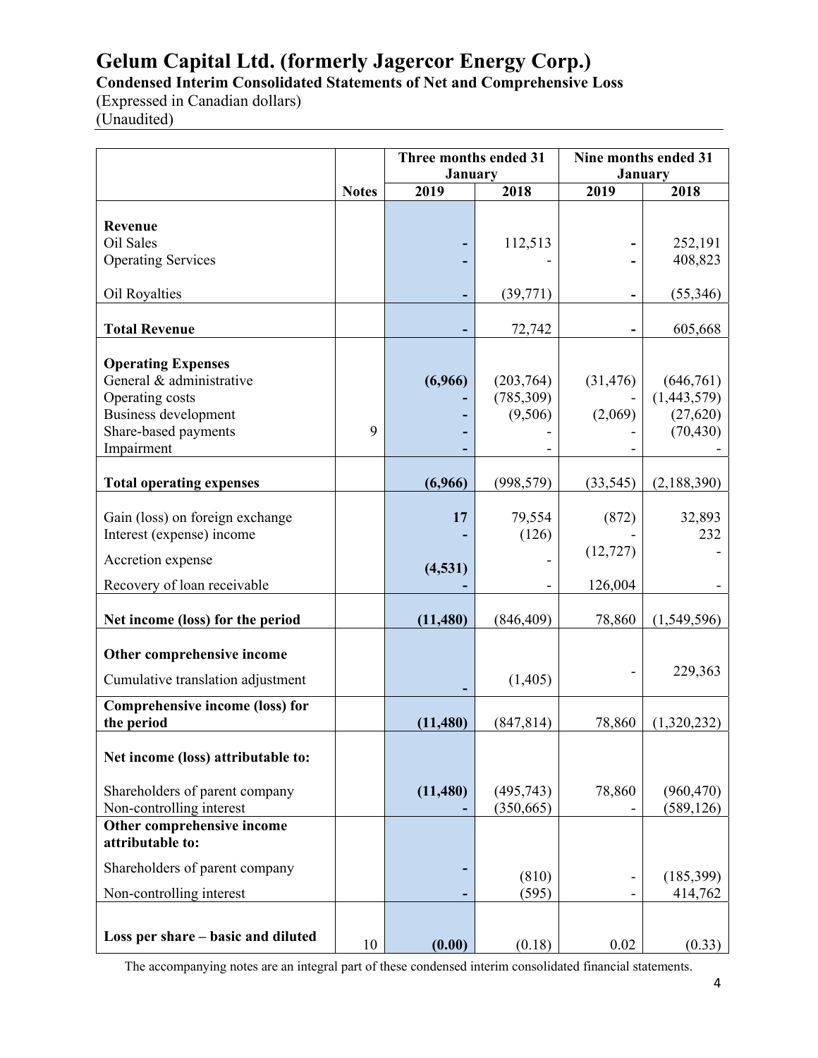# Gelum Capital Ltd. (formerly Jagercor Energy Corp.)

**Condensed Interim Consolidated Statements of Net and Comprehensive Loss**

(Expressed in Canadian dollars)

(Unaudited)

| | | Three months ended 31 January | | Nine months ended 31 January | |
|---|---|---|---|---|---|
| | **Notes** | **2019** | **2018** | **2019** | **2018** |
| **Revenue** | | | | | |
| Oil Sales | | **-** | 112,513 | **-** | 252,191 |
| Operating Services | | **-** | - | **-** | 408,823 |
| Oil Royalties | | **-** | (39,771) | **-** | (55,346) |
| **Total Revenue** | | **-** | 72,742 | **-** | 605,668 |
| **Operating Expenses** | | | | | |
| General & administrative | | **(6,966)** | (203,764) | (31,476) | (646,761) |
| Operating costs | | **-** | (785,309) | - | (1,443,579) |
| Business development | | **-** | (9,506) | (2,069) | (27,620) |
| Share-based payments | 9 | **-** | - | - | (70,430) |
| Impairment | | **-** | - | - | - |
| **Total operating expenses** | | **(6,966)** | (998,579) | (33,545) | (2,188,390) |
| Gain (loss) on foreign exchange | | **17** | 79,554 | (872) | 32,893 |
| Interest (expense) income | | **-** | (126) | - | 232 |
| Accretion expense | | **(4,531)** | - | (12,727) | - |
| Recovery of loan receivable | | **-** | - | 126,004 | - |
| **Net income (loss) for the period** | | **(11,480)** | (846,409) | 78,860 | (1,549,596) |
| **Other comprehensive income** | | | | | |
| Cumulative translation adjustment | | **-** | (1,405) | - | 229,363 |
| **Comprehensive income (loss) for the period** | | **(11,480)** | (847,814) | 78,860 | (1,320,232) |
| **Net income (loss) attributable to:** | | | | | |
| Shareholders of parent company | | **(11,480)** | (495,743) | 78,860 | (960,470) |
| Non-controlling interest | | **-** | (350,665) | - | (589,126) |
| **Other comprehensive income attributable to:** | | | | | |
| Shareholders of parent company | | **-** | (810) | - | (185,399) |
| Non-controlling interest | | **-** | (595) | - | 414,762 |
| **Loss per share – basic and diluted** | 10 | **(0.00)** | (0.18) | 0.02 | (0.33) |

The accompanying notes are an integral part of these condensed interim consolidated financial statements.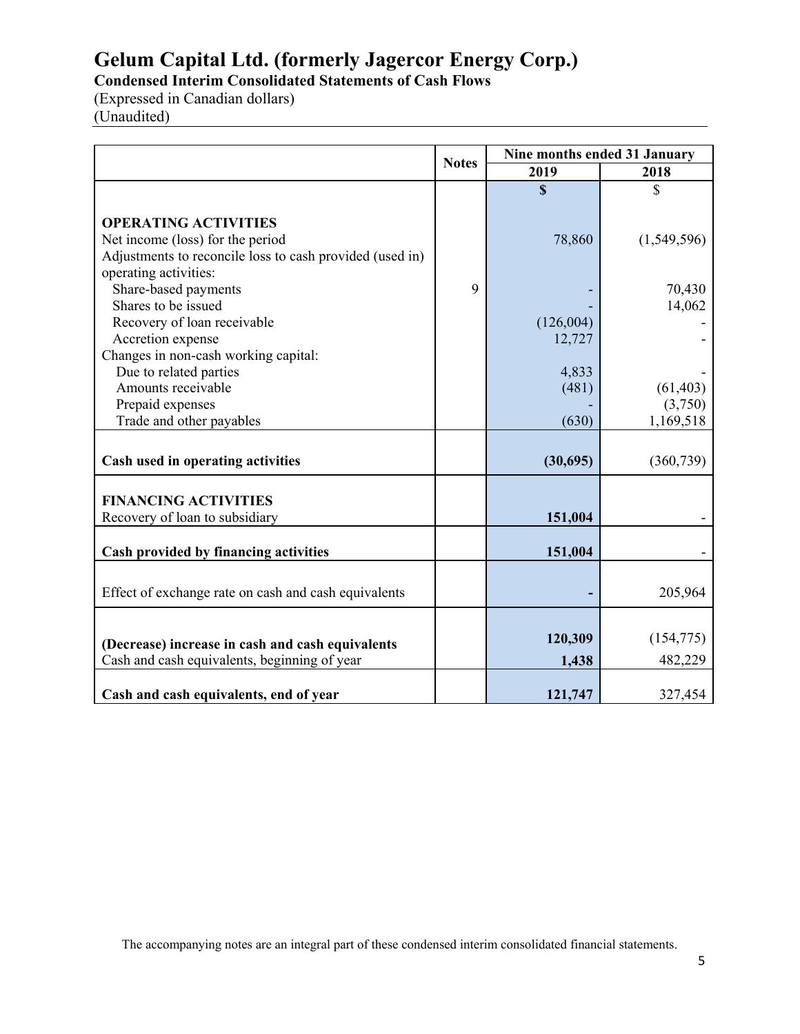# Gelum Capital Ltd. (formerly Jagercor Energy Corp.)

**Condensed Interim Consolidated Statements of Cash Flows**

(Expressed in Canadian dollars)

(Unaudited)

| | Notes | Nine months ended 31 January | |
|---|---|---|---|
| | | **2019** | **2018** |
| | | **$** | $ |
| **OPERATING ACTIVITIES** | | | |
| Net income (loss) for the period | | 78,860 | (1,549,596) |
| Adjustments to reconcile loss to cash provided (used in) operating activities: | | | |
| Share-based payments | 9 | - | 70,430 |
| Shares to be issued | | - | 14,062 |
| Recovery of loan receivable | | (126,004) | - |
| Accretion expense | | 12,727 | - |
| Changes in non-cash working capital: | | | |
| Due to related parties | | 4,833 | - |
| Amounts receivable | | (481) | (61,403) |
| Prepaid expenses | | - | (3,750) |
| Trade and other payables | | (630) | 1,169,518 |
| **Cash used in operating activities** | | **(30,695)** | (360,739) |
| **FINANCING ACTIVITIES** | | | |
| Recovery of loan to subsidiary | | **151,004** | - |
| **Cash provided by financing activities** | | **151,004** | - |
| Effect of exchange rate on cash and cash equivalents | | **-** | 205,964 |
| **(Decrease) increase in cash and cash equivalents** | | **120,309** | (154,775) |
| Cash and cash equivalents, beginning of year | | **1,438** | 482,229 |
| **Cash and cash equivalents, end of year** | | **121,747** | 327,454 |

The accompanying notes are an integral part of these condensed interim consolidated financial statements.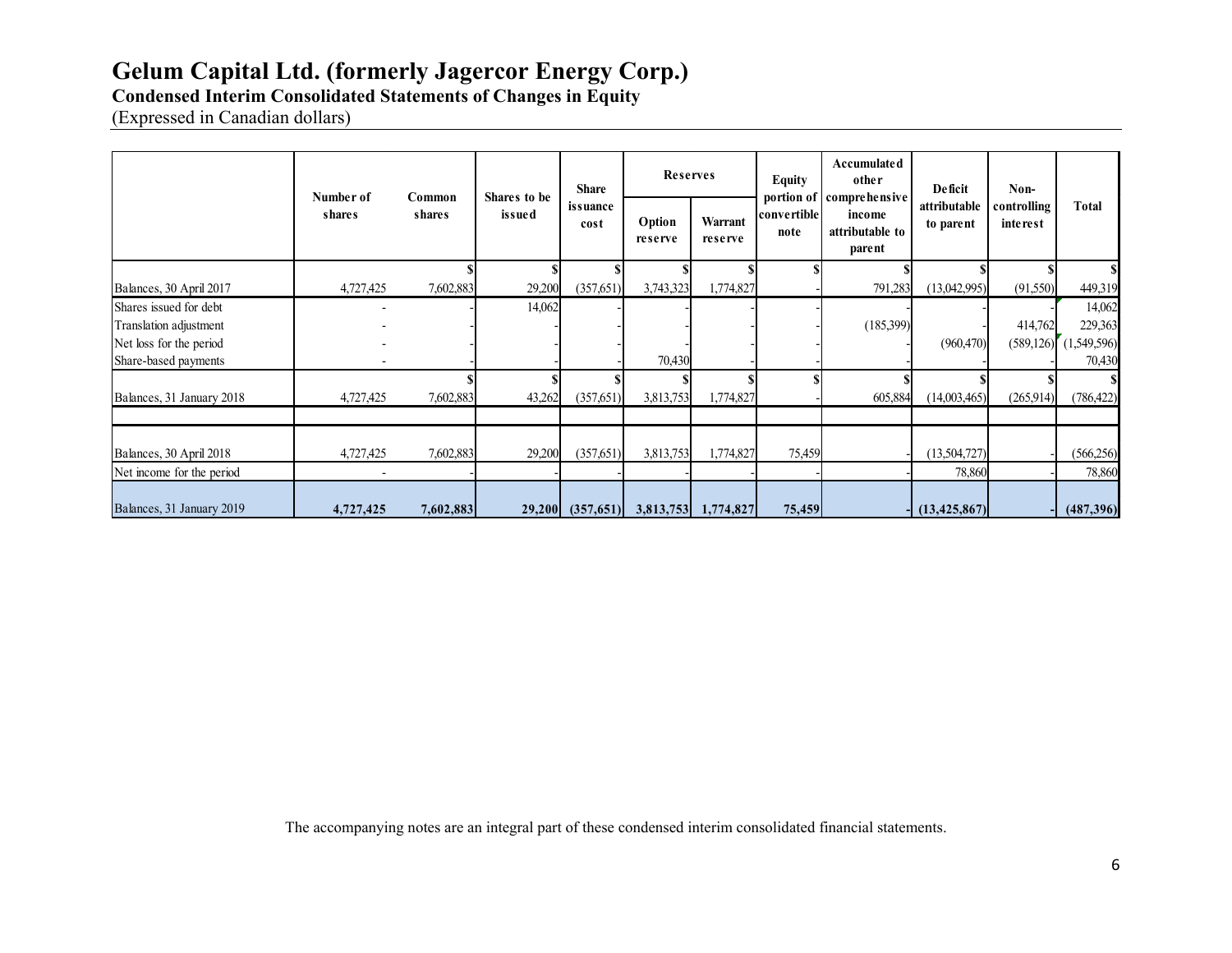# Gelum Capital Ltd. (formerly Jagercor Energy Corp.)

**Condensed Interim Consolidated Statements of Changes in Equity**

(Expressed in Canadian dollars)

| | Number of shares | Common shares | Shares to be issued | Share issuance cost | Reserves | | Equity portion of convertible note | Accumulated other comprehensive income attributable to parent | Deficit attributable to parent | Non-controlling interest | Total |
|---|---|---|---|---|---|---|---|---|---|---|---|
| | | | | | Option reserve | Warrant reserve | | | | | |
| | | $ | $ | $ | $ | $ | $ | $ | $ | $ | $ |
| Balances, 30 April 2017 | 4,727,425 | 7,602,883 | 29,200 | (357,651) | 3,743,323 | 1,774,827 | - | 791,283 | (13,042,995) | (91,550) | 449,319 |
| Shares issued for debt | - | - | 14,062 | - | - | - | - | - | - | | 14,062 |
| Translation adjustment | - | - | - | - | - | - | - | (185,399) | - | 414,762 | 229,363 |
| Net loss for the period | - | - | - | - | - | - | - | - | (960,470) | (589,126) | (1,549,596) |
| Share-based payments | - | - | - | - | 70,430 | - | - | - | - | - | 70,430 |
| | | $ | $ | $ | $ | $ | $ | $ | $ | $ | $ |
| Balances, 31 January 2018 | 4,727,425 | 7,602,883 | 43,262 | (357,651) | 3,813,753 | 1,774,827 | - | 605,884 | (14,003,465) | (265,914) | (786,422) |
| | | | | | | | | | | | |
| Balances, 30 April 2018 | 4,727,425 | 7,602,883 | 29,200 | (357,651) | 3,813,753 | 1,774,827 | 75,459 | - | (13,504,727) | - | (566,256) |
| Net income for the period | - | - | - | - | - | - | - | - | 78,860 | - | 78,860 |
| Balances, 31 January 2019 | **4,727,425** | **7,602,883** | **29,200** | **(357,651)** | **3,813,753** | **1,774,827** | **75,459** | **-** | **(13,425,867)** | **-** | **(487,396)** |

The accompanying notes are an integral part of these condensed interim consolidated financial statements.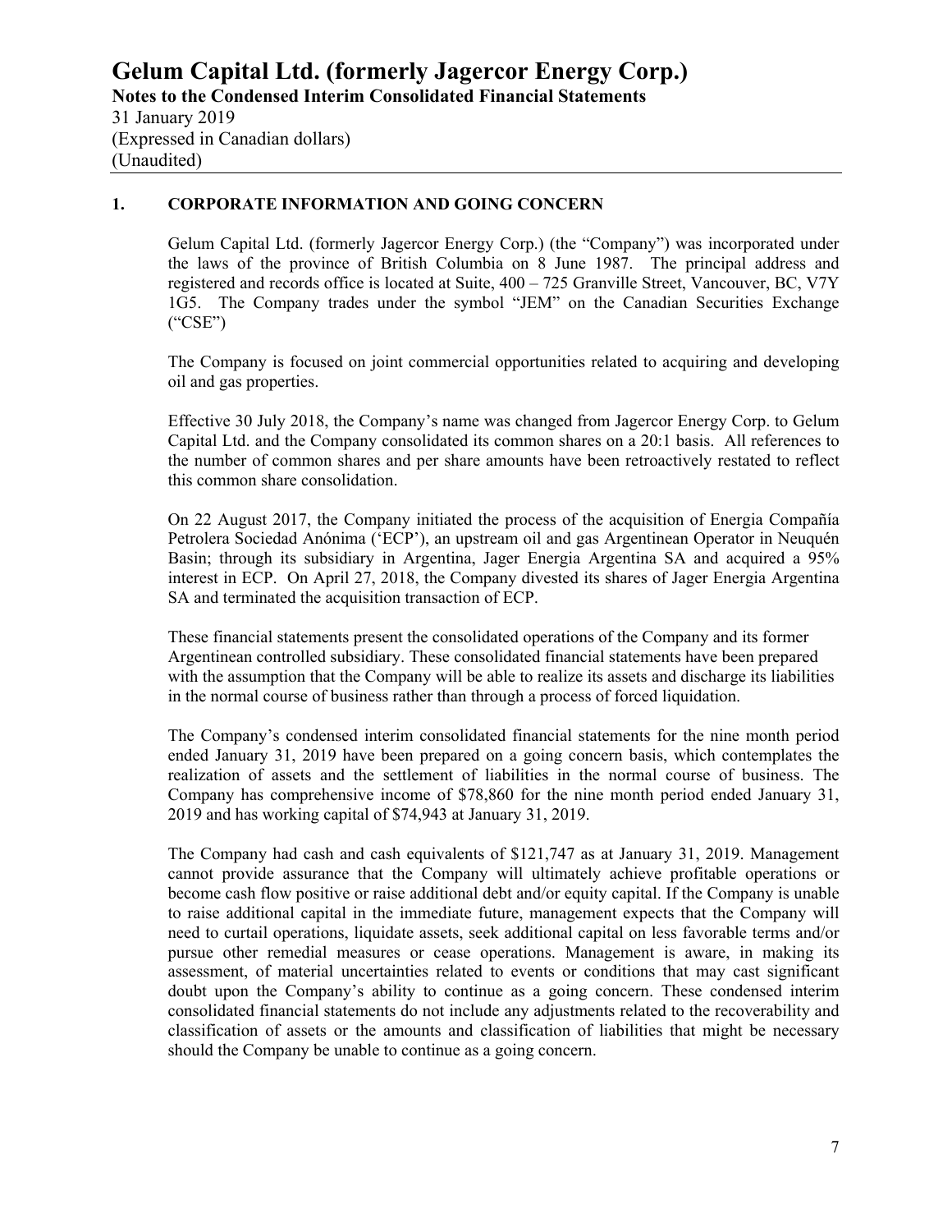# Gelum Capital Ltd. (formerly Jagercor Energy Corp.)

**Notes to the Condensed Interim Consolidated Financial Statements**

31 January 2019
(Expressed in Canadian dollars)
(Unaudited)

## 1. CORPORATE INFORMATION AND GOING CONCERN

Gelum Capital Ltd. (formerly Jagercor Energy Corp.) (the "Company") was incorporated under the laws of the province of British Columbia on 8 June 1987. The principal address and registered and records office is located at Suite, 400 – 725 Granville Street, Vancouver, BC, V7Y 1G5. The Company trades under the symbol "JEM" on the Canadian Securities Exchange ("CSE")

The Company is focused on joint commercial opportunities related to acquiring and developing oil and gas properties.

Effective 30 July 2018, the Company's name was changed from Jagercor Energy Corp. to Gelum Capital Ltd. and the Company consolidated its common shares on a 20:1 basis. All references to the number of common shares and per share amounts have been retroactively restated to reflect this common share consolidation.

On 22 August 2017, the Company initiated the process of the acquisition of Energia Compañía Petrolera Sociedad Anónima ('ECP'), an upstream oil and gas Argentinean Operator in Neuquén Basin; through its subsidiary in Argentina, Jager Energia Argentina SA and acquired a 95% interest in ECP. On April 27, 2018, the Company divested its shares of Jager Energia Argentina SA and terminated the acquisition transaction of ECP.

These financial statements present the consolidated operations of the Company and its former Argentinean controlled subsidiary. These consolidated financial statements have been prepared with the assumption that the Company will be able to realize its assets and discharge its liabilities in the normal course of business rather than through a process of forced liquidation.

The Company's condensed interim consolidated financial statements for the nine month period ended January 31, 2019 have been prepared on a going concern basis, which contemplates the realization of assets and the settlement of liabilities in the normal course of business. The Company has comprehensive income of $78,860 for the nine month period ended January 31, 2019 and has working capital of $74,943 at January 31, 2019.

The Company had cash and cash equivalents of $121,747 as at January 31, 2019. Management cannot provide assurance that the Company will ultimately achieve profitable operations or become cash flow positive or raise additional debt and/or equity capital. If the Company is unable to raise additional capital in the immediate future, management expects that the Company will need to curtail operations, liquidate assets, seek additional capital on less favorable terms and/or pursue other remedial measures or cease operations. Management is aware, in making its assessment, of material uncertainties related to events or conditions that may cast significant doubt upon the Company's ability to continue as a going concern. These condensed interim consolidated financial statements do not include any adjustments related to the recoverability and classification of assets or the amounts and classification of liabilities that might be necessary should the Company be unable to continue as a going concern.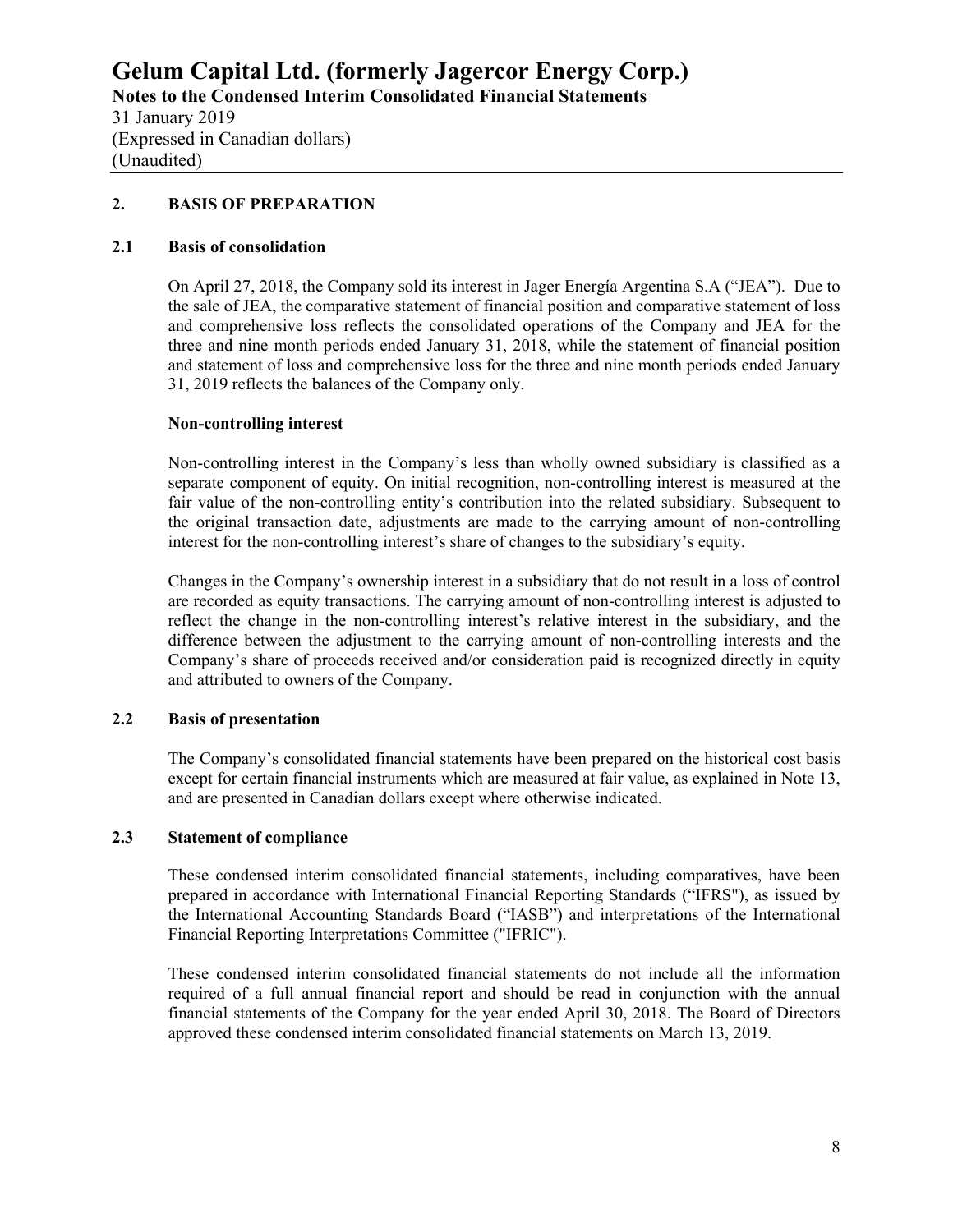## 2. BASIS OF PREPARATION

### 2.1 Basis of consolidation

On April 27, 2018, the Company sold its interest in Jager Energía Argentina S.A ("JEA"). Due to the sale of JEA, the comparative statement of financial position and comparative statement of loss and comprehensive loss reflects the consolidated operations of the Company and JEA for the three and nine month periods ended January 31, 2018, while the statement of financial position and statement of loss and comprehensive loss for the three and nine month periods ended January 31, 2019 reflects the balances of the Company only.

**Non-controlling interest**

Non-controlling interest in the Company's less than wholly owned subsidiary is classified as a separate component of equity. On initial recognition, non-controlling interest is measured at the fair value of the non-controlling entity's contribution into the related subsidiary. Subsequent to the original transaction date, adjustments are made to the carrying amount of non-controlling interest for the non-controlling interest's share of changes to the subsidiary's equity.

Changes in the Company's ownership interest in a subsidiary that do not result in a loss of control are recorded as equity transactions. The carrying amount of non-controlling interest is adjusted to reflect the change in the non-controlling interest's relative interest in the subsidiary, and the difference between the adjustment to the carrying amount of non-controlling interests and the Company's share of proceeds received and/or consideration paid is recognized directly in equity and attributed to owners of the Company.

### 2.2 Basis of presentation

The Company's consolidated financial statements have been prepared on the historical cost basis except for certain financial instruments which are measured at fair value, as explained in Note 13, and are presented in Canadian dollars except where otherwise indicated.

### 2.3 Statement of compliance

These condensed interim consolidated financial statements, including comparatives, have been prepared in accordance with International Financial Reporting Standards ("IFRS"), as issued by the International Accounting Standards Board ("IASB") and interpretations of the International Financial Reporting Interpretations Committee ("IFRIC").

These condensed interim consolidated financial statements do not include all the information required of a full annual financial report and should be read in conjunction with the annual financial statements of the Company for the year ended April 30, 2018. The Board of Directors approved these condensed interim consolidated financial statements on March 13, 2019.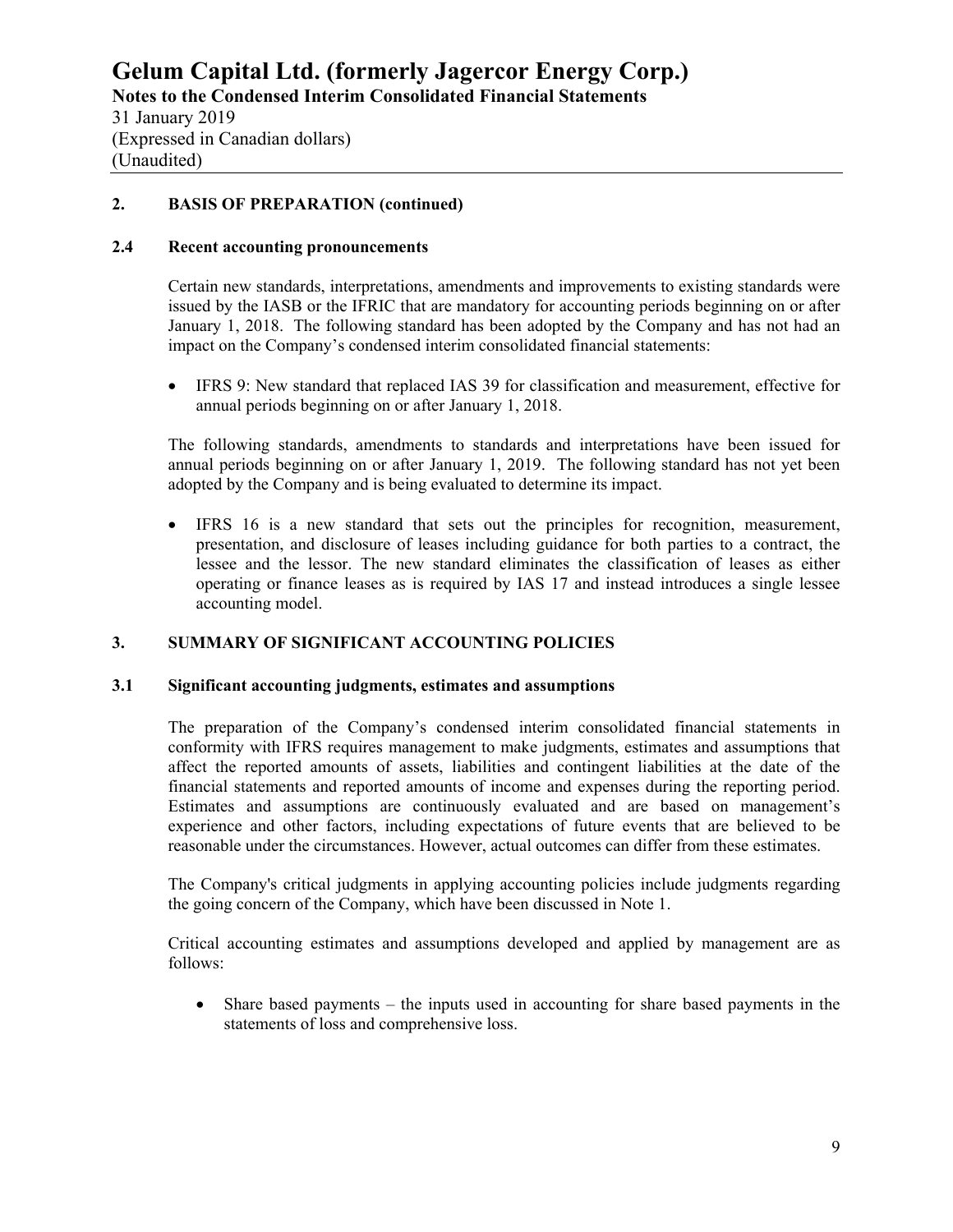## 2. BASIS OF PREPARATION (continued)

### 2.4 Recent accounting pronouncements

Certain new standards, interpretations, amendments and improvements to existing standards were issued by the IASB or the IFRIC that are mandatory for accounting periods beginning on or after January 1, 2018. The following standard has been adopted by the Company and has not had an impact on the Company's condensed interim consolidated financial statements:

- IFRS 9: New standard that replaced IAS 39 for classification and measurement, effective for annual periods beginning on or after January 1, 2018.

The following standards, amendments to standards and interpretations have been issued for annual periods beginning on or after January 1, 2019. The following standard has not yet been adopted by the Company and is being evaluated to determine its impact.

- IFRS 16 is a new standard that sets out the principles for recognition, measurement, presentation, and disclosure of leases including guidance for both parties to a contract, the lessee and the lessor. The new standard eliminates the classification of leases as either operating or finance leases as is required by IAS 17 and instead introduces a single lessee accounting model.

## 3. SUMMARY OF SIGNIFICANT ACCOUNTING POLICIES

### 3.1 Significant accounting judgments, estimates and assumptions

The preparation of the Company's condensed interim consolidated financial statements in conformity with IFRS requires management to make judgments, estimates and assumptions that affect the reported amounts of assets, liabilities and contingent liabilities at the date of the financial statements and reported amounts of income and expenses during the reporting period. Estimates and assumptions are continuously evaluated and are based on management's experience and other factors, including expectations of future events that are believed to be reasonable under the circumstances. However, actual outcomes can differ from these estimates.

The Company's critical judgments in applying accounting policies include judgments regarding the going concern of the Company, which have been discussed in Note 1.

Critical accounting estimates and assumptions developed and applied by management are as follows:

- Share based payments – the inputs used in accounting for share based payments in the statements of loss and comprehensive loss.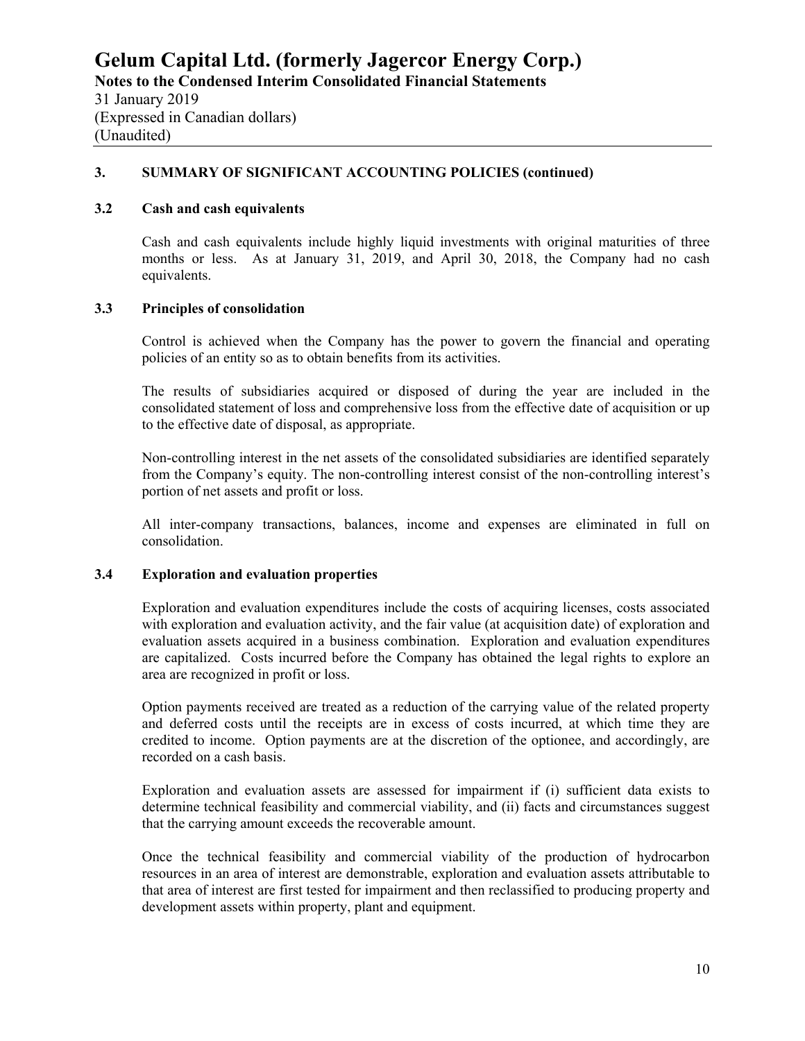### 3. SUMMARY OF SIGNIFICANT ACCOUNTING POLICIES (continued)

#### 3.2 Cash and cash equivalents

Cash and cash equivalents include highly liquid investments with original maturities of three months or less. As at January 31, 2019, and April 30, 2018, the Company had no cash equivalents.

#### 3.3 Principles of consolidation

Control is achieved when the Company has the power to govern the financial and operating policies of an entity so as to obtain benefits from its activities.

The results of subsidiaries acquired or disposed of during the year are included in the consolidated statement of loss and comprehensive loss from the effective date of acquisition or up to the effective date of disposal, as appropriate.

Non-controlling interest in the net assets of the consolidated subsidiaries are identified separately from the Company's equity. The non-controlling interest consist of the non-controlling interest's portion of net assets and profit or loss.

All inter-company transactions, balances, income and expenses are eliminated in full on consolidation.

#### 3.4 Exploration and evaluation properties

Exploration and evaluation expenditures include the costs of acquiring licenses, costs associated with exploration and evaluation activity, and the fair value (at acquisition date) of exploration and evaluation assets acquired in a business combination. Exploration and evaluation expenditures are capitalized. Costs incurred before the Company has obtained the legal rights to explore an area are recognized in profit or loss.

Option payments received are treated as a reduction of the carrying value of the related property and deferred costs until the receipts are in excess of costs incurred, at which time they are credited to income. Option payments are at the discretion of the optionee, and accordingly, are recorded on a cash basis.

Exploration and evaluation assets are assessed for impairment if (i) sufficient data exists to determine technical feasibility and commercial viability, and (ii) facts and circumstances suggest that the carrying amount exceeds the recoverable amount.

Once the technical feasibility and commercial viability of the production of hydrocarbon resources in an area of interest are demonstrable, exploration and evaluation assets attributable to that area of interest are first tested for impairment and then reclassified to producing property and development assets within property, plant and equipment.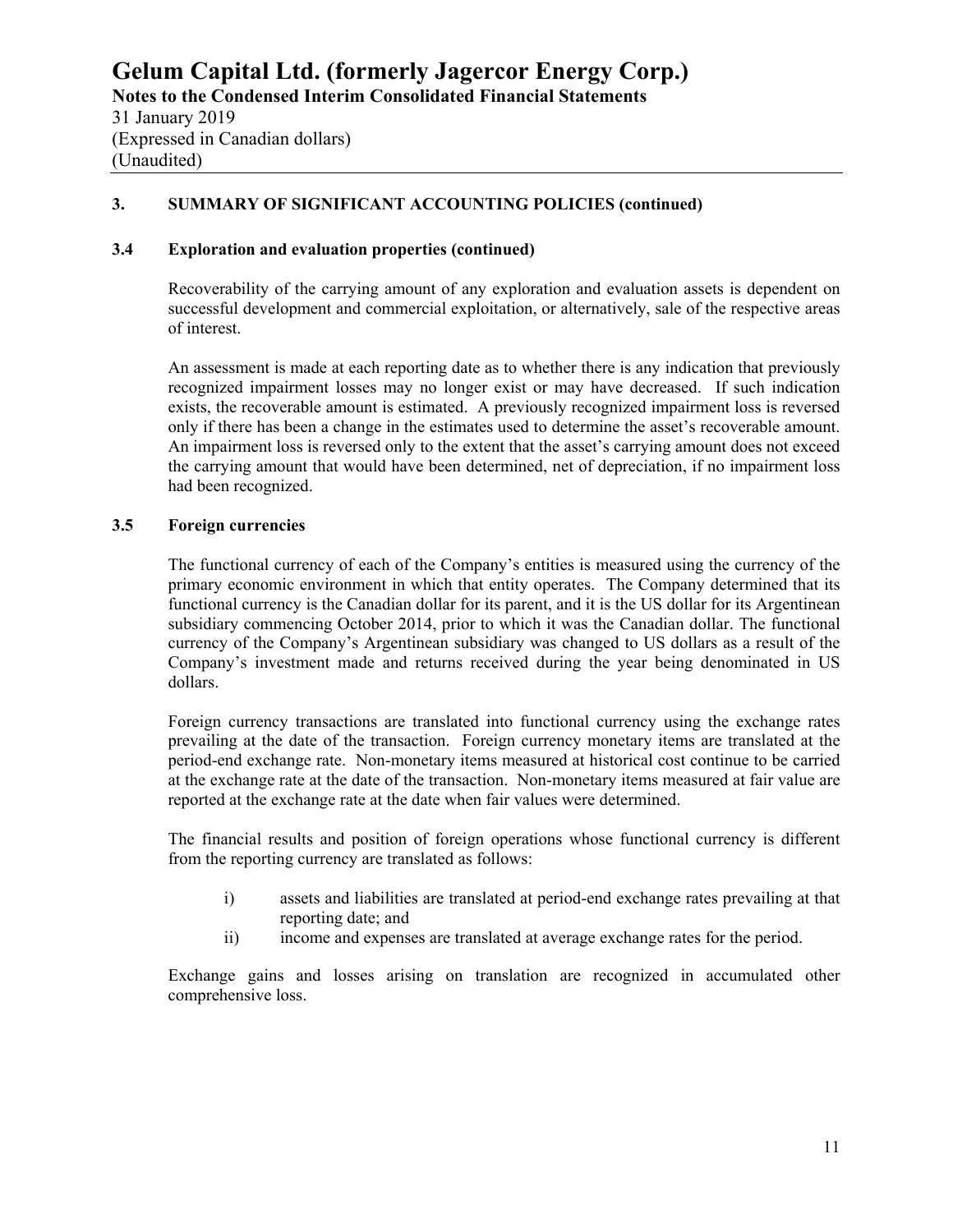## 3. SUMMARY OF SIGNIFICANT ACCOUNTING POLICIES (continued)

### 3.4 Exploration and evaluation properties (continued)

Recoverability of the carrying amount of any exploration and evaluation assets is dependent on successful development and commercial exploitation, or alternatively, sale of the respective areas of interest.

An assessment is made at each reporting date as to whether there is any indication that previously recognized impairment losses may no longer exist or may have decreased. If such indication exists, the recoverable amount is estimated. A previously recognized impairment loss is reversed only if there has been a change in the estimates used to determine the asset's recoverable amount. An impairment loss is reversed only to the extent that the asset's carrying amount does not exceed the carrying amount that would have been determined, net of depreciation, if no impairment loss had been recognized.

### 3.5 Foreign currencies

The functional currency of each of the Company's entities is measured using the currency of the primary economic environment in which that entity operates. The Company determined that its functional currency is the Canadian dollar for its parent, and it is the US dollar for its Argentinean subsidiary commencing October 2014, prior to which it was the Canadian dollar. The functional currency of the Company's Argentinean subsidiary was changed to US dollars as a result of the Company's investment made and returns received during the year being denominated in US dollars.

Foreign currency transactions are translated into functional currency using the exchange rates prevailing at the date of the transaction. Foreign currency monetary items are translated at the period-end exchange rate. Non-monetary items measured at historical cost continue to be carried at the exchange rate at the date of the transaction. Non-monetary items measured at fair value are reported at the exchange rate at the date when fair values were determined.

The financial results and position of foreign operations whose functional currency is different from the reporting currency are translated as follows:

i) assets and liabilities are translated at period-end exchange rates prevailing at that reporting date; and
ii) income and expenses are translated at average exchange rates for the period.

Exchange gains and losses arising on translation are recognized in accumulated other comprehensive loss.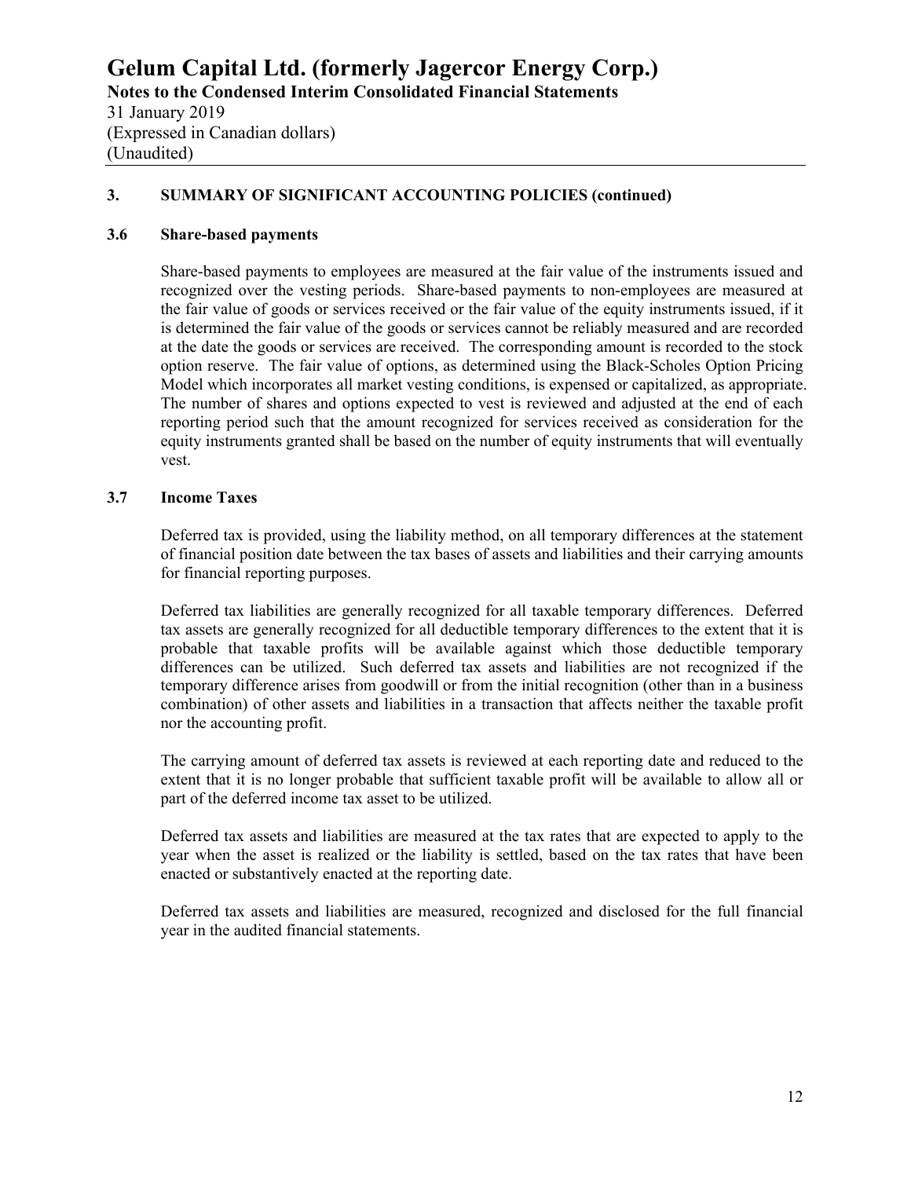## 3. SUMMARY OF SIGNIFICANT ACCOUNTING POLICIES (continued)

### 3.6 Share-based payments

Share-based payments to employees are measured at the fair value of the instruments issued and recognized over the vesting periods. Share-based payments to non-employees are measured at the fair value of goods or services received or the fair value of the equity instruments issued, if it is determined the fair value of the goods or services cannot be reliably measured and are recorded at the date the goods or services are received. The corresponding amount is recorded to the stock option reserve. The fair value of options, as determined using the Black-Scholes Option Pricing Model which incorporates all market vesting conditions, is expensed or capitalized, as appropriate. The number of shares and options expected to vest is reviewed and adjusted at the end of each reporting period such that the amount recognized for services received as consideration for the equity instruments granted shall be based on the number of equity instruments that will eventually vest.

### 3.7 Income Taxes

Deferred tax is provided, using the liability method, on all temporary differences at the statement of financial position date between the tax bases of assets and liabilities and their carrying amounts for financial reporting purposes.

Deferred tax liabilities are generally recognized for all taxable temporary differences. Deferred tax assets are generally recognized for all deductible temporary differences to the extent that it is probable that taxable profits will be available against which those deductible temporary differences can be utilized. Such deferred tax assets and liabilities are not recognized if the temporary difference arises from goodwill or from the initial recognition (other than in a business combination) of other assets and liabilities in a transaction that affects neither the taxable profit nor the accounting profit.

The carrying amount of deferred tax assets is reviewed at each reporting date and reduced to the extent that it is no longer probable that sufficient taxable profit will be available to allow all or part of the deferred income tax asset to be utilized.

Deferred tax assets and liabilities are measured at the tax rates that are expected to apply to the year when the asset is realized or the liability is settled, based on the tax rates that have been enacted or substantively enacted at the reporting date.

Deferred tax assets and liabilities are measured, recognized and disclosed for the full financial year in the audited financial statements.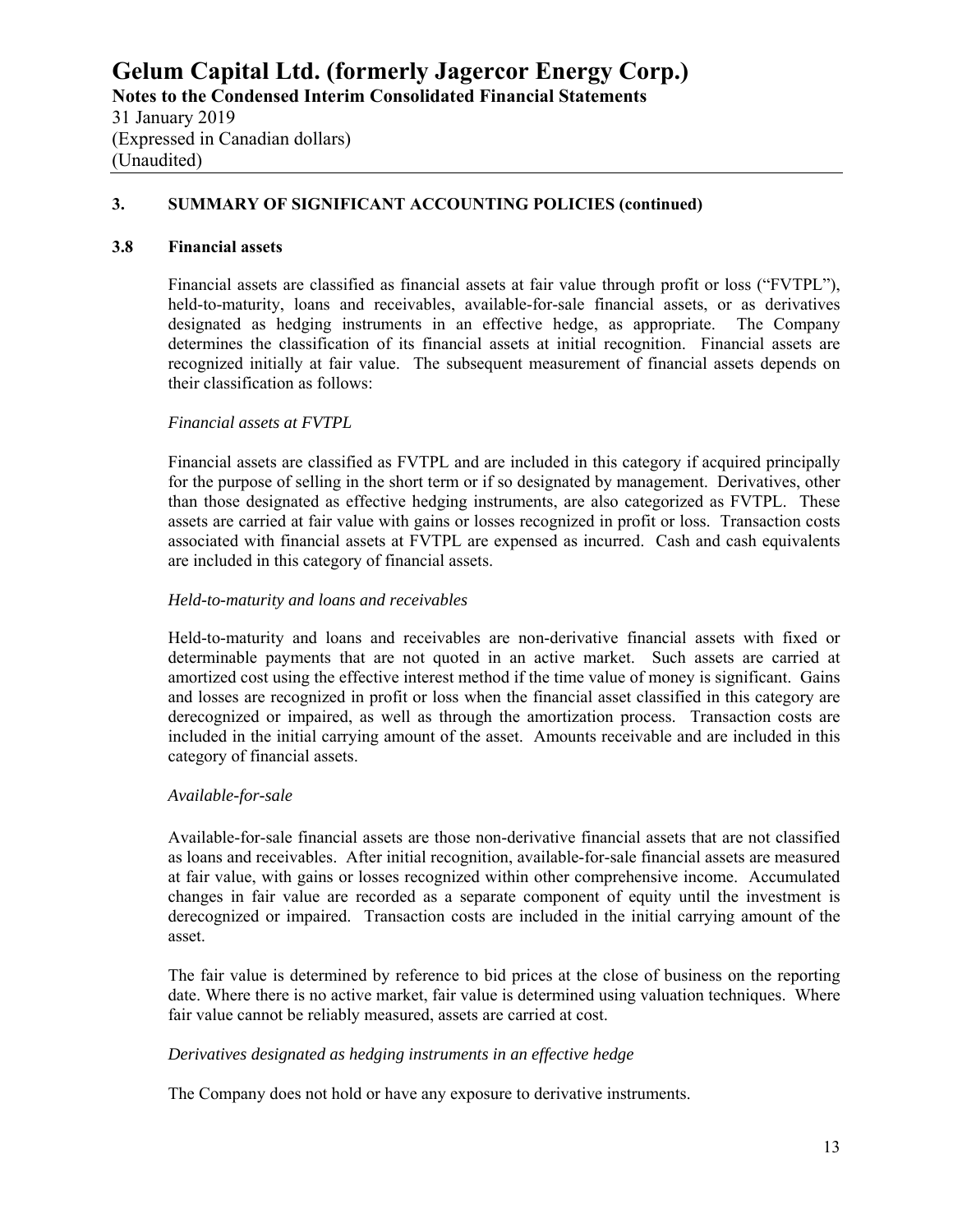## 3. SUMMARY OF SIGNIFICANT ACCOUNTING POLICIES (continued)

### 3.8 Financial assets

Financial assets are classified as financial assets at fair value through profit or loss ("FVTPL"), held-to-maturity, loans and receivables, available-for-sale financial assets, or as derivatives designated as hedging instruments in an effective hedge, as appropriate. The Company determines the classification of its financial assets at initial recognition. Financial assets are recognized initially at fair value. The subsequent measurement of financial assets depends on their classification as follows:

*Financial assets at FVTPL*

Financial assets are classified as FVTPL and are included in this category if acquired principally for the purpose of selling in the short term or if so designated by management. Derivatives, other than those designated as effective hedging instruments, are also categorized as FVTPL. These assets are carried at fair value with gains or losses recognized in profit or loss. Transaction costs associated with financial assets at FVTPL are expensed as incurred. Cash and cash equivalents are included in this category of financial assets.

*Held-to-maturity and loans and receivables*

Held-to-maturity and loans and receivables are non-derivative financial assets with fixed or determinable payments that are not quoted in an active market. Such assets are carried at amortized cost using the effective interest method if the time value of money is significant. Gains and losses are recognized in profit or loss when the financial asset classified in this category are derecognized or impaired, as well as through the amortization process. Transaction costs are included in the initial carrying amount of the asset. Amounts receivable and are included in this category of financial assets.

*Available-for-sale*

Available-for-sale financial assets are those non-derivative financial assets that are not classified as loans and receivables. After initial recognition, available-for-sale financial assets are measured at fair value, with gains or losses recognized within other comprehensive income. Accumulated changes in fair value are recorded as a separate component of equity until the investment is derecognized or impaired. Transaction costs are included in the initial carrying amount of the asset.

The fair value is determined by reference to bid prices at the close of business on the reporting date. Where there is no active market, fair value is determined using valuation techniques. Where fair value cannot be reliably measured, assets are carried at cost.

*Derivatives designated as hedging instruments in an effective hedge*

The Company does not hold or have any exposure to derivative instruments.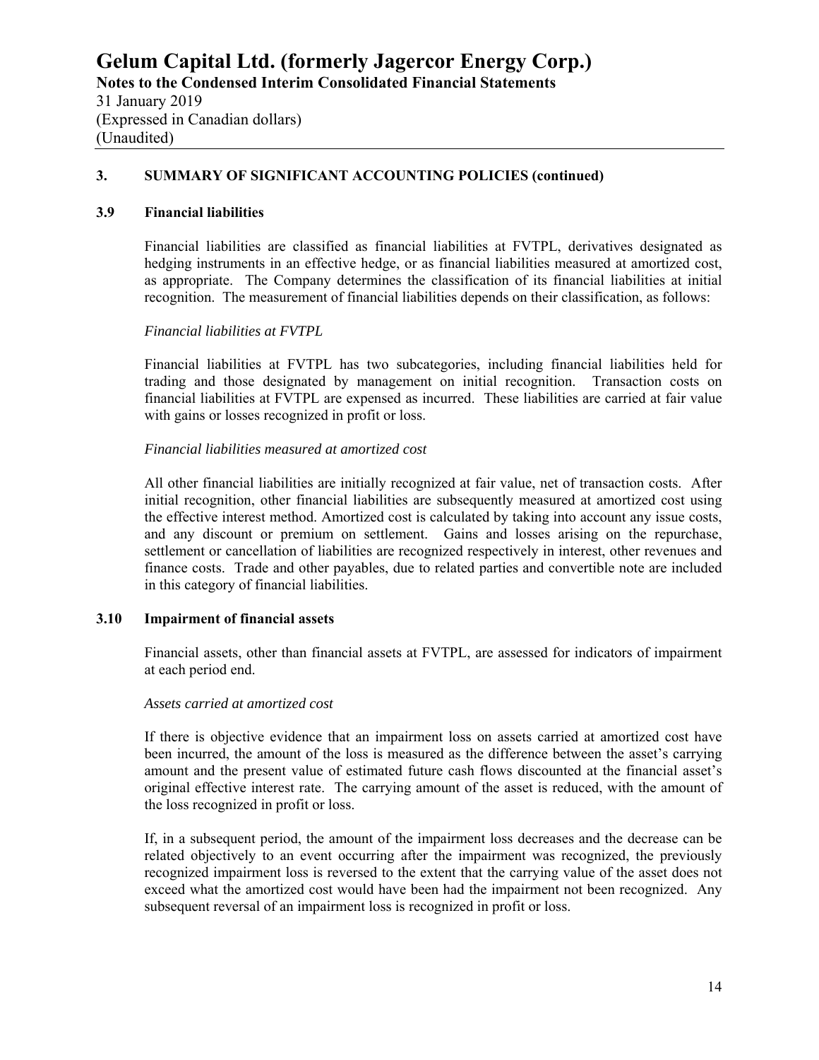## 3. SUMMARY OF SIGNIFICANT ACCOUNTING POLICIES (continued)

### 3.9 Financial liabilities

Financial liabilities are classified as financial liabilities at FVTPL, derivatives designated as hedging instruments in an effective hedge, or as financial liabilities measured at amortized cost, as appropriate. The Company determines the classification of its financial liabilities at initial recognition. The measurement of financial liabilities depends on their classification, as follows:

*Financial liabilities at FVTPL*

Financial liabilities at FVTPL has two subcategories, including financial liabilities held for trading and those designated by management on initial recognition. Transaction costs on financial liabilities at FVTPL are expensed as incurred. These liabilities are carried at fair value with gains or losses recognized in profit or loss.

*Financial liabilities measured at amortized cost*

All other financial liabilities are initially recognized at fair value, net of transaction costs. After initial recognition, other financial liabilities are subsequently measured at amortized cost using the effective interest method. Amortized cost is calculated by taking into account any issue costs, and any discount or premium on settlement. Gains and losses arising on the repurchase, settlement or cancellation of liabilities are recognized respectively in interest, other revenues and finance costs. Trade and other payables, due to related parties and convertible note are included in this category of financial liabilities.

### 3.10 Impairment of financial assets

Financial assets, other than financial assets at FVTPL, are assessed for indicators of impairment at each period end.

*Assets carried at amortized cost*

If there is objective evidence that an impairment loss on assets carried at amortized cost have been incurred, the amount of the loss is measured as the difference between the asset's carrying amount and the present value of estimated future cash flows discounted at the financial asset's original effective interest rate. The carrying amount of the asset is reduced, with the amount of the loss recognized in profit or loss.

If, in a subsequent period, the amount of the impairment loss decreases and the decrease can be related objectively to an event occurring after the impairment was recognized, the previously recognized impairment loss is reversed to the extent that the carrying value of the asset does not exceed what the amortized cost would have been had the impairment not been recognized. Any subsequent reversal of an impairment loss is recognized in profit or loss.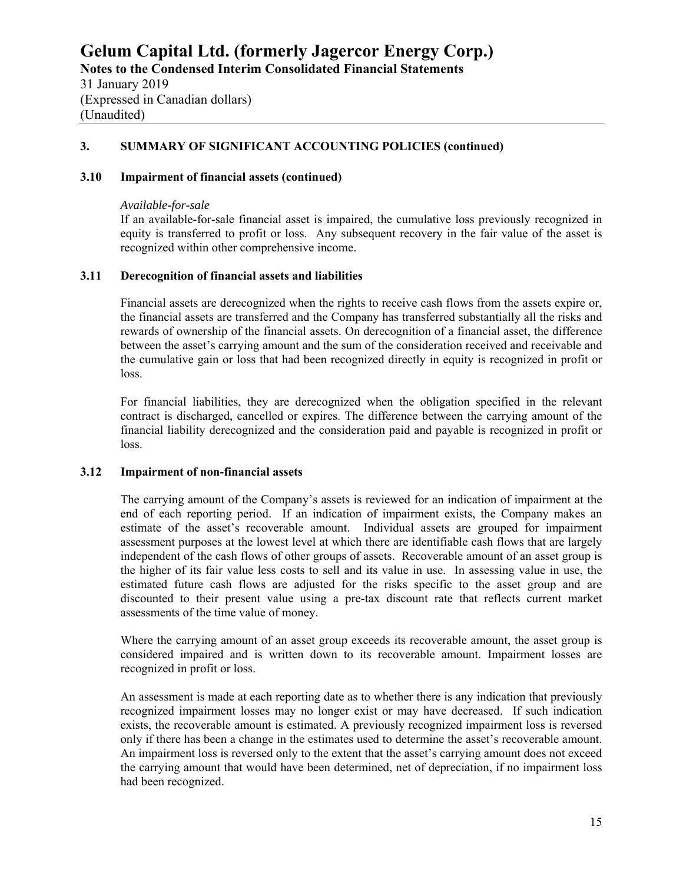## 3. SUMMARY OF SIGNIFICANT ACCOUNTING POLICIES (continued)

### 3.10 Impairment of financial assets (continued)

*Available-for-sale*

If an available-for-sale financial asset is impaired, the cumulative loss previously recognized in equity is transferred to profit or loss. Any subsequent recovery in the fair value of the asset is recognized within other comprehensive income.

### 3.11 Derecognition of financial assets and liabilities

Financial assets are derecognized when the rights to receive cash flows from the assets expire or, the financial assets are transferred and the Company has transferred substantially all the risks and rewards of ownership of the financial assets. On derecognition of a financial asset, the difference between the asset's carrying amount and the sum of the consideration received and receivable and the cumulative gain or loss that had been recognized directly in equity is recognized in profit or loss.

For financial liabilities, they are derecognized when the obligation specified in the relevant contract is discharged, cancelled or expires. The difference between the carrying amount of the financial liability derecognized and the consideration paid and payable is recognized in profit or loss.

### 3.12 Impairment of non-financial assets

The carrying amount of the Company's assets is reviewed for an indication of impairment at the end of each reporting period. If an indication of impairment exists, the Company makes an estimate of the asset's recoverable amount. Individual assets are grouped for impairment assessment purposes at the lowest level at which there are identifiable cash flows that are largely independent of the cash flows of other groups of assets. Recoverable amount of an asset group is the higher of its fair value less costs to sell and its value in use. In assessing value in use, the estimated future cash flows are adjusted for the risks specific to the asset group and are discounted to their present value using a pre-tax discount rate that reflects current market assessments of the time value of money.

Where the carrying amount of an asset group exceeds its recoverable amount, the asset group is considered impaired and is written down to its recoverable amount. Impairment losses are recognized in profit or loss.

An assessment is made at each reporting date as to whether there is any indication that previously recognized impairment losses may no longer exist or may have decreased. If such indication exists, the recoverable amount is estimated. A previously recognized impairment loss is reversed only if there has been a change in the estimates used to determine the asset's recoverable amount. An impairment loss is reversed only to the extent that the asset's carrying amount does not exceed the carrying amount that would have been determined, net of depreciation, if no impairment loss had been recognized.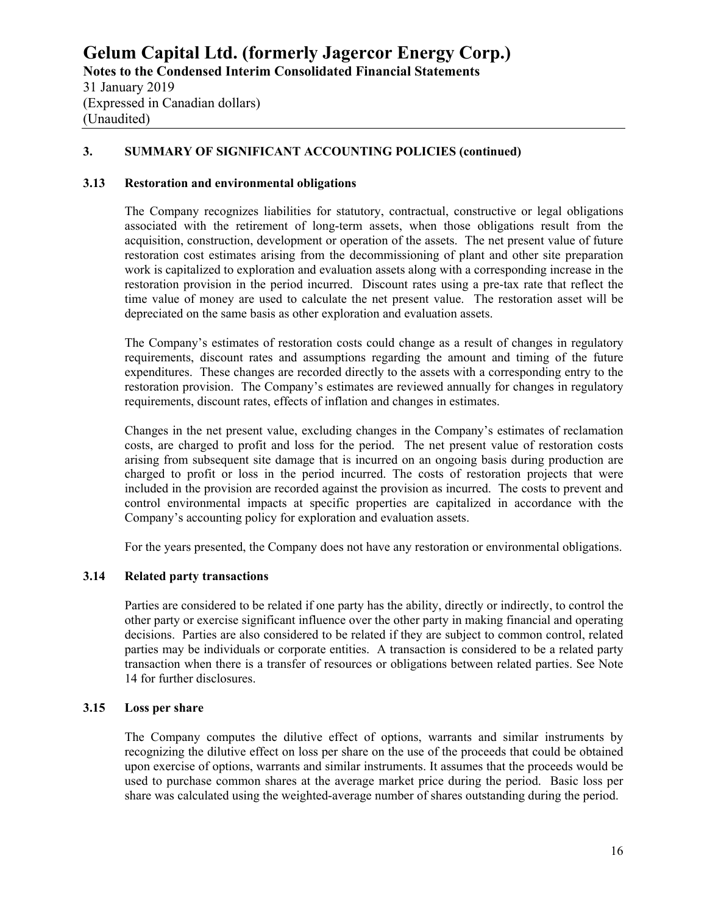## 3. SUMMARY OF SIGNIFICANT ACCOUNTING POLICIES (continued)

### 3.13 Restoration and environmental obligations

The Company recognizes liabilities for statutory, contractual, constructive or legal obligations associated with the retirement of long-term assets, when those obligations result from the acquisition, construction, development or operation of the assets. The net present value of future restoration cost estimates arising from the decommissioning of plant and other site preparation work is capitalized to exploration and evaluation assets along with a corresponding increase in the restoration provision in the period incurred. Discount rates using a pre-tax rate that reflect the time value of money are used to calculate the net present value. The restoration asset will be depreciated on the same basis as other exploration and evaluation assets.

The Company's estimates of restoration costs could change as a result of changes in regulatory requirements, discount rates and assumptions regarding the amount and timing of the future expenditures. These changes are recorded directly to the assets with a corresponding entry to the restoration provision. The Company's estimates are reviewed annually for changes in regulatory requirements, discount rates, effects of inflation and changes in estimates.

Changes in the net present value, excluding changes in the Company's estimates of reclamation costs, are charged to profit and loss for the period. The net present value of restoration costs arising from subsequent site damage that is incurred on an ongoing basis during production are charged to profit or loss in the period incurred. The costs of restoration projects that were included in the provision are recorded against the provision as incurred. The costs to prevent and control environmental impacts at specific properties are capitalized in accordance with the Company's accounting policy for exploration and evaluation assets.

For the years presented, the Company does not have any restoration or environmental obligations.

### 3.14 Related party transactions

Parties are considered to be related if one party has the ability, directly or indirectly, to control the other party or exercise significant influence over the other party in making financial and operating decisions. Parties are also considered to be related if they are subject to common control, related parties may be individuals or corporate entities. A transaction is considered to be a related party transaction when there is a transfer of resources or obligations between related parties. See Note 14 for further disclosures.

### 3.15 Loss per share

The Company computes the dilutive effect of options, warrants and similar instruments by recognizing the dilutive effect on loss per share on the use of the proceeds that could be obtained upon exercise of options, warrants and similar instruments. It assumes that the proceeds would be used to purchase common shares at the average market price during the period. Basic loss per share was calculated using the weighted-average number of shares outstanding during the period.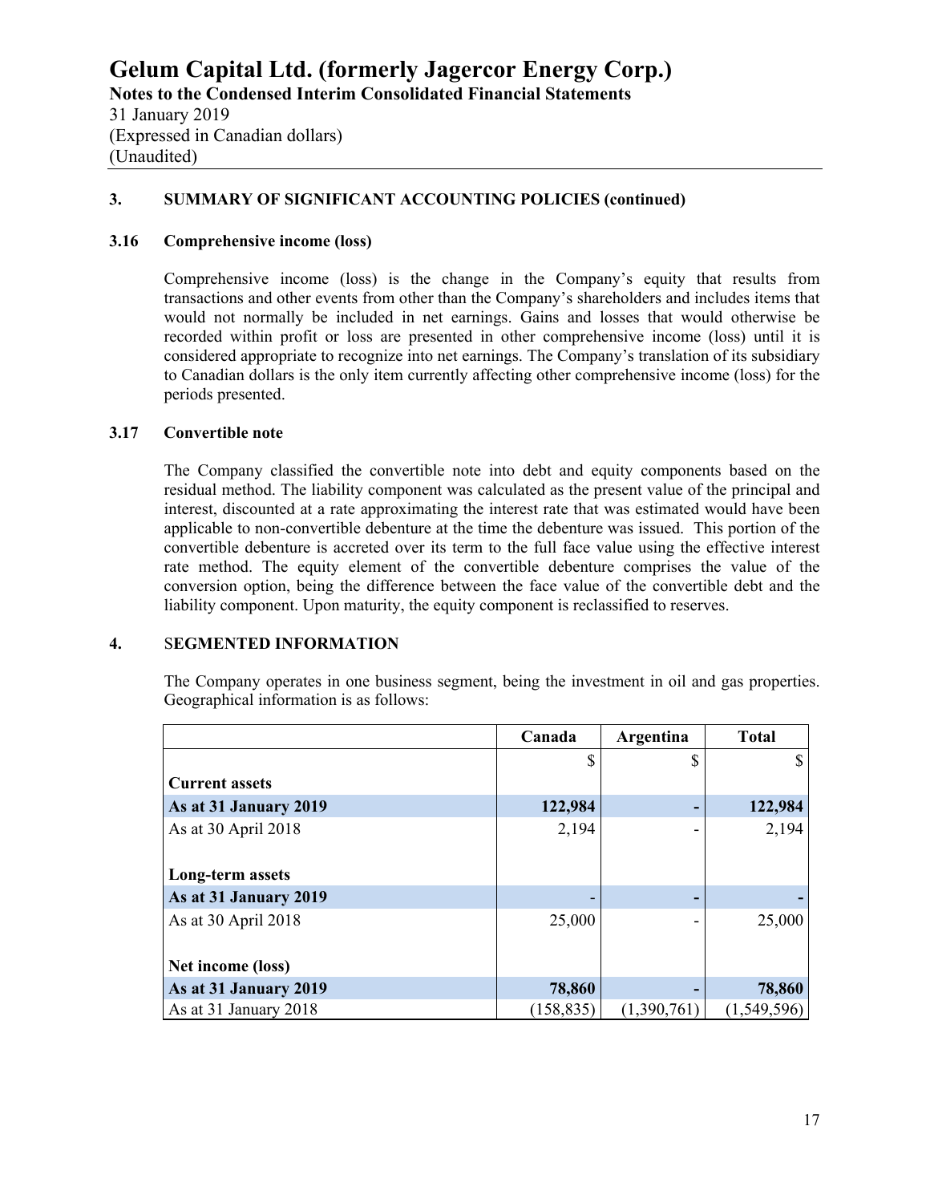# Gelum Capital Ltd. (formerly Jagercor Energy Corp.)

**Notes to the Condensed Interim Consolidated Financial Statements**

31 January 2019
(Expressed in Canadian dollars)
(Unaudited)

## 3. SUMMARY OF SIGNIFICANT ACCOUNTING POLICIES (continued)

### 3.16 Comprehensive income (loss)

Comprehensive income (loss) is the change in the Company's equity that results from transactions and other events from other than the Company's shareholders and includes items that would not normally be included in net earnings. Gains and losses that would otherwise be recorded within profit or loss are presented in other comprehensive income (loss) until it is considered appropriate to recognize into net earnings. The Company's translation of its subsidiary to Canadian dollars is the only item currently affecting other comprehensive income (loss) for the periods presented.

### 3.17 Convertible note

The Company classified the convertible note into debt and equity components based on the residual method. The liability component was calculated as the present value of the principal and interest, discounted at a rate approximating the interest rate that was estimated would have been applicable to non-convertible debenture at the time the debenture was issued. This portion of the convertible debenture is accreted over its term to the full face value using the effective interest rate method. The equity element of the convertible debenture comprises the value of the conversion option, being the difference between the face value of the convertible debt and the liability component. Upon maturity, the equity component is reclassified to reserves.

## 4. SEGMENTED INFORMATION

The Company operates in one business segment, being the investment in oil and gas properties. Geographical information is as follows:

| | Canada | Argentina | Total |
|---|---|---|---|
| | $ | $ | $ |
| **Current assets** | | | |
| **As at 31 January 2019** | **122,984** | **-** | **122,984** |
| As at 30 April 2018 | 2,194 | - | 2,194 |
| **Long-term assets** | | | |
| **As at 31 January 2019** | - | **-** | **-** |
| As at 30 April 2018 | 25,000 | - | 25,000 |
| **Net income (loss)** | | | |
| **As at 31 January 2019** | **78,860** | **-** | **78,860** |
| As at 31 January 2018 | (158,835) | (1,390,761) | (1,549,596) |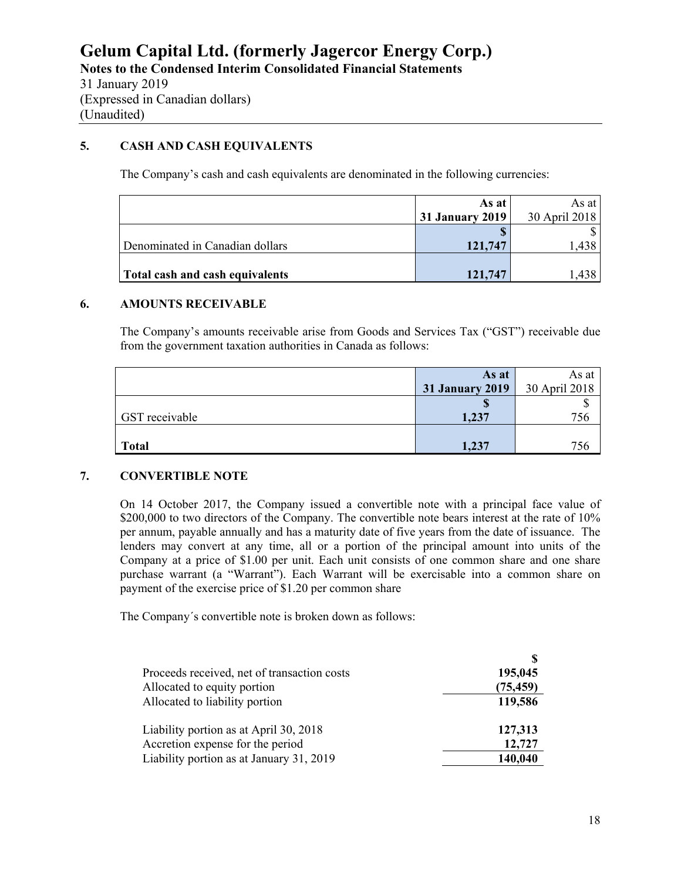# Gelum Capital Ltd. (formerly Jagercor Energy Corp.)

**Notes to the Condensed Interim Consolidated Financial Statements**

31 January 2019
(Expressed in Canadian dollars)
(Unaudited)

## 5. CASH AND CASH EQUIVALENTS

The Company's cash and cash equivalents are denominated in the following currencies:

| | **As at 31 January 2019** | As at 30 April 2018 |
|---|---|---|
| | **$** | $ |
| Denominated in Canadian dollars | **121,747** | 1,438 |
| **Total cash and cash equivalents** | **121,747** | 1,438 |

## 6. AMOUNTS RECEIVABLE

The Company's amounts receivable arise from Goods and Services Tax ("GST") receivable due from the government taxation authorities in Canada as follows:

| | **As at 31 January 2019** | As at 30 April 2018 |
|---|---|---|
| | **$** | $ |
| GST receivable | **1,237** | 756 |
| **Total** | **1,237** | 756 |

## 7. CONVERTIBLE NOTE

On 14 October 2017, the Company issued a convertible note with a principal face value of $200,000 to two directors of the Company. The convertible note bears interest at the rate of 10% per annum, payable annually and has a maturity date of five years from the date of issuance. The lenders may convert at any time, all or a portion of the principal amount into units of the Company at a price of $1.00 per unit. Each unit consists of one common share and one share purchase warrant (a "Warrant"). Each Warrant will be exercisable into a common share on payment of the exercise price of $1.20 per common share

The Company´s convertible note is broken down as follows:

| | **$** |
|---|---|
| Proceeds received, net of transaction costs | **195,045** |
| Allocated to equity portion | **(75,459)** |
| Allocated to liability portion | **119,586** |
| | |
| Liability portion as at April 30, 2018 | **127,313** |
| Accretion expense for the period | **12,727** |
| Liability portion as at January 31, 2019 | **140,040** |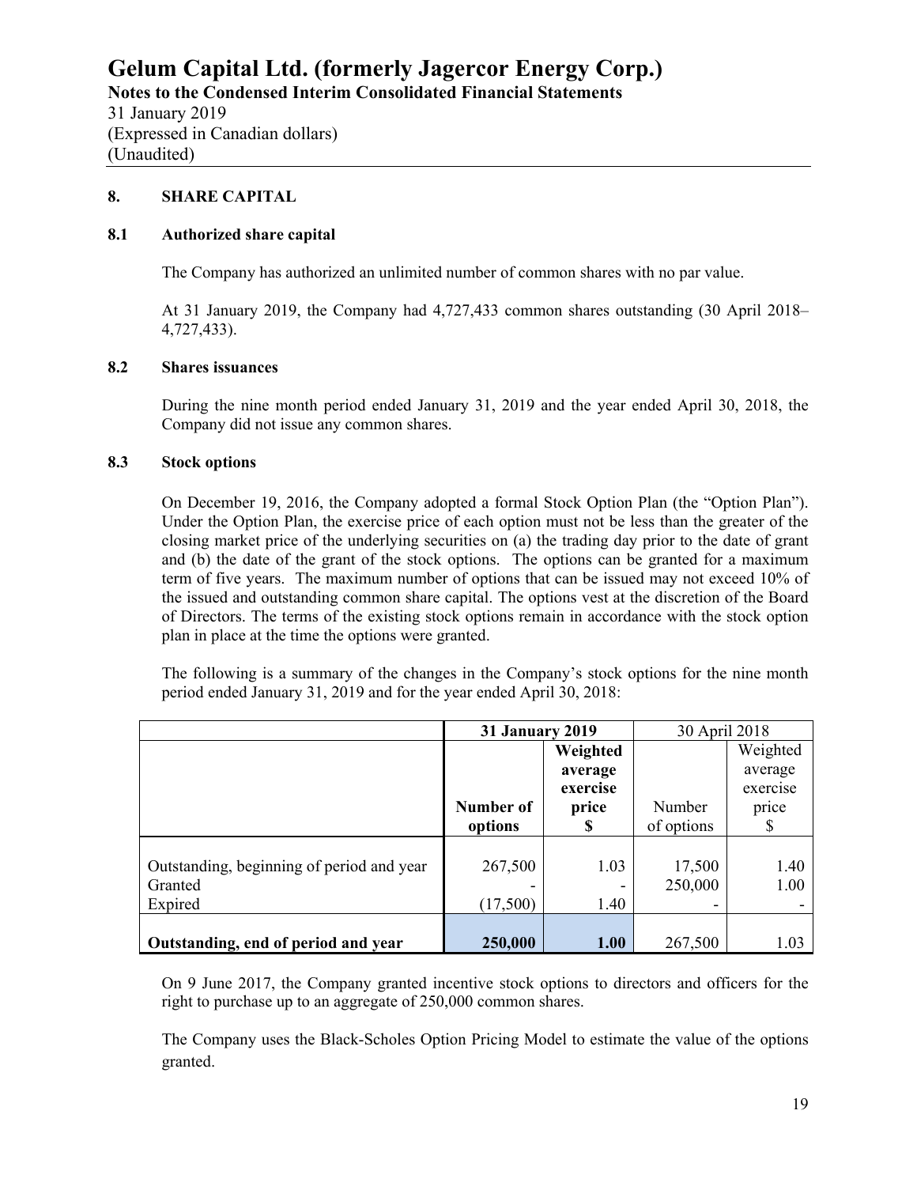# Gelum Capital Ltd. (formerly Jagercor Energy Corp.)

**Notes to the Condensed Interim Consolidated Financial Statements**

31 January 2019
(Expressed in Canadian dollars)
(Unaudited)

## 8. SHARE CAPITAL

### 8.1 Authorized share capital

The Company has authorized an unlimited number of common shares with no par value.

At 31 January 2019, the Company had 4,727,433 common shares outstanding (30 April 2018– 4,727,433).

### 8.2 Shares issuances

During the nine month period ended January 31, 2019 and the year ended April 30, 2018, the Company did not issue any common shares.

### 8.3 Stock options

On December 19, 2016, the Company adopted a formal Stock Option Plan (the "Option Plan"). Under the Option Plan, the exercise price of each option must not be less than the greater of the closing market price of the underlying securities on (a) the trading day prior to the date of grant and (b) the date of the grant of the stock options. The options can be granted for a maximum term of five years. The maximum number of options that can be issued may not exceed 10% of the issued and outstanding common share capital. The options vest at the discretion of the Board of Directors. The terms of the existing stock options remain in accordance with the stock option plan in place at the time the options were granted.

The following is a summary of the changes in the Company's stock options for the nine month period ended January 31, 2019 and for the year ended April 30, 2018:

| | **31 January 2019** | | 30 April 2018 | |
|---|---|---|---|---|
| | **Number of options** | **Weighted average exercise price $** | Number of options | Weighted average exercise price $ |
| Outstanding, beginning of period and year | 267,500 | 1.03 | 17,500 | 1.40 |
| Granted | - | - | 250,000 | 1.00 |
| Expired | (17,500) | 1.40 | - | - |
| **Outstanding, end of period and year** | **250,000** | **1.00** | 267,500 | 1.03 |

On 9 June 2017, the Company granted incentive stock options to directors and officers for the right to purchase up to an aggregate of 250,000 common shares.

The Company uses the Black-Scholes Option Pricing Model to estimate the value of the options granted.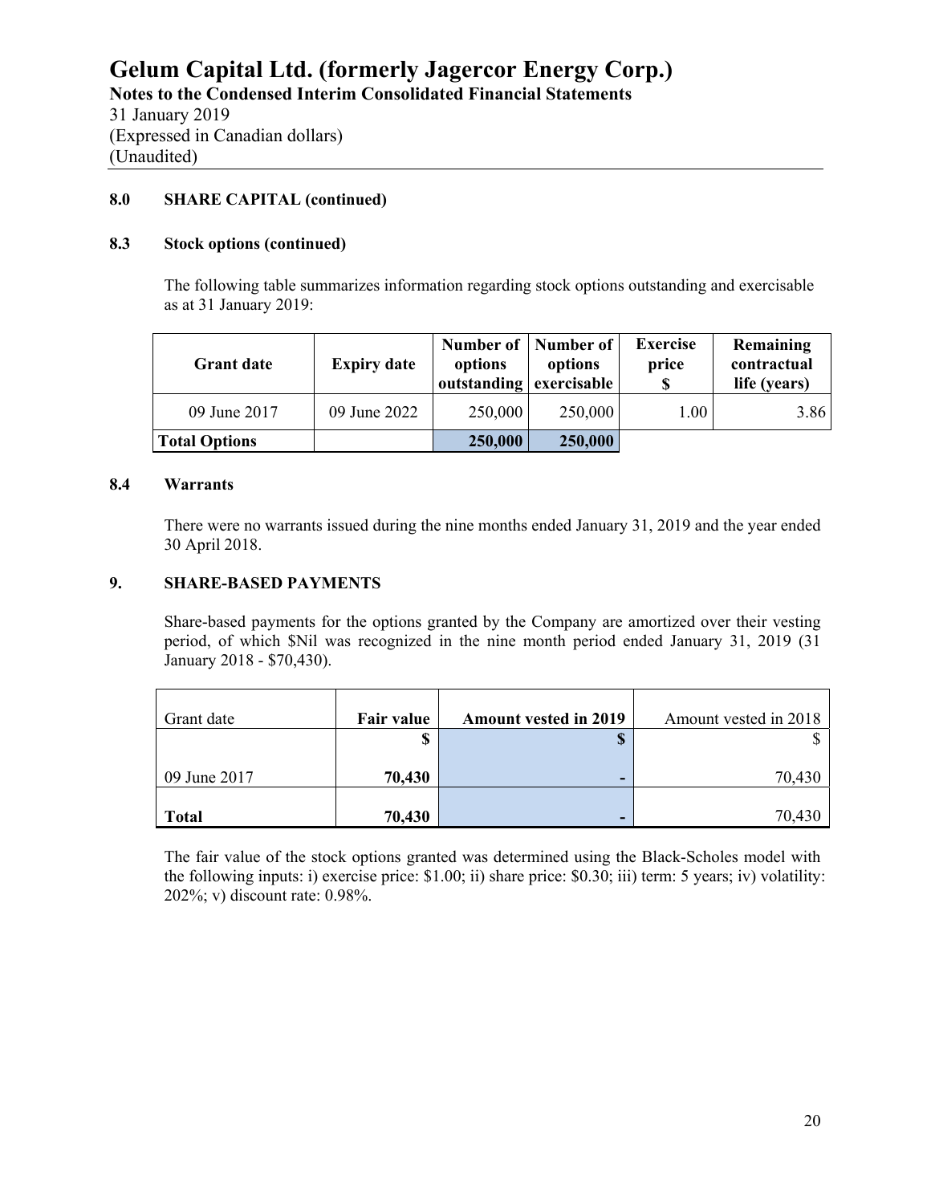# Gelum Capital Ltd. (formerly Jagercor Energy Corp.)

**Notes to the Condensed Interim Consolidated Financial Statements**

31 January 2019

(Expressed in Canadian dollars)

(Unaudited)

### 8.0 SHARE CAPITAL (continued)

### 8.3 Stock options (continued)

The following table summarizes information regarding stock options outstanding and exercisable as at 31 January 2019:

| Grant date | Expiry date | Number of options outstanding | Number of options exercisable | Exercise price $ | Remaining contractual life (years) |
|---|---|---|---|---|---|
| 09 June 2017 | 09 June 2022 | 250,000 | 250,000 | 1.00 | 3.86 |
| **Total Options** | | **250,000** | **250,000** | | |

### 8.4 Warrants

There were no warrants issued during the nine months ended January 31, 2019 and the year ended 30 April 2018.

### 9. SHARE-BASED PAYMENTS

Share-based payments for the options granted by the Company are amortized over their vesting period, of which $Nil was recognized in the nine month period ended January 31, 2019 (31 January 2018 - $70,430).

| Grant date | **Fair value** | **Amount vested in 2019** | Amount vested in 2018 |
|---|---|---|---|
| | **$** | **$** | $ |
| 09 June 2017 | **70,430** | **-** | 70,430 |
| **Total** | **70,430** | **-** | 70,430 |

The fair value of the stock options granted was determined using the Black-Scholes model with the following inputs: i) exercise price: $1.00; ii) share price: $0.30; iii) term: 5 years; iv) volatility: 202%; v) discount rate: 0.98%.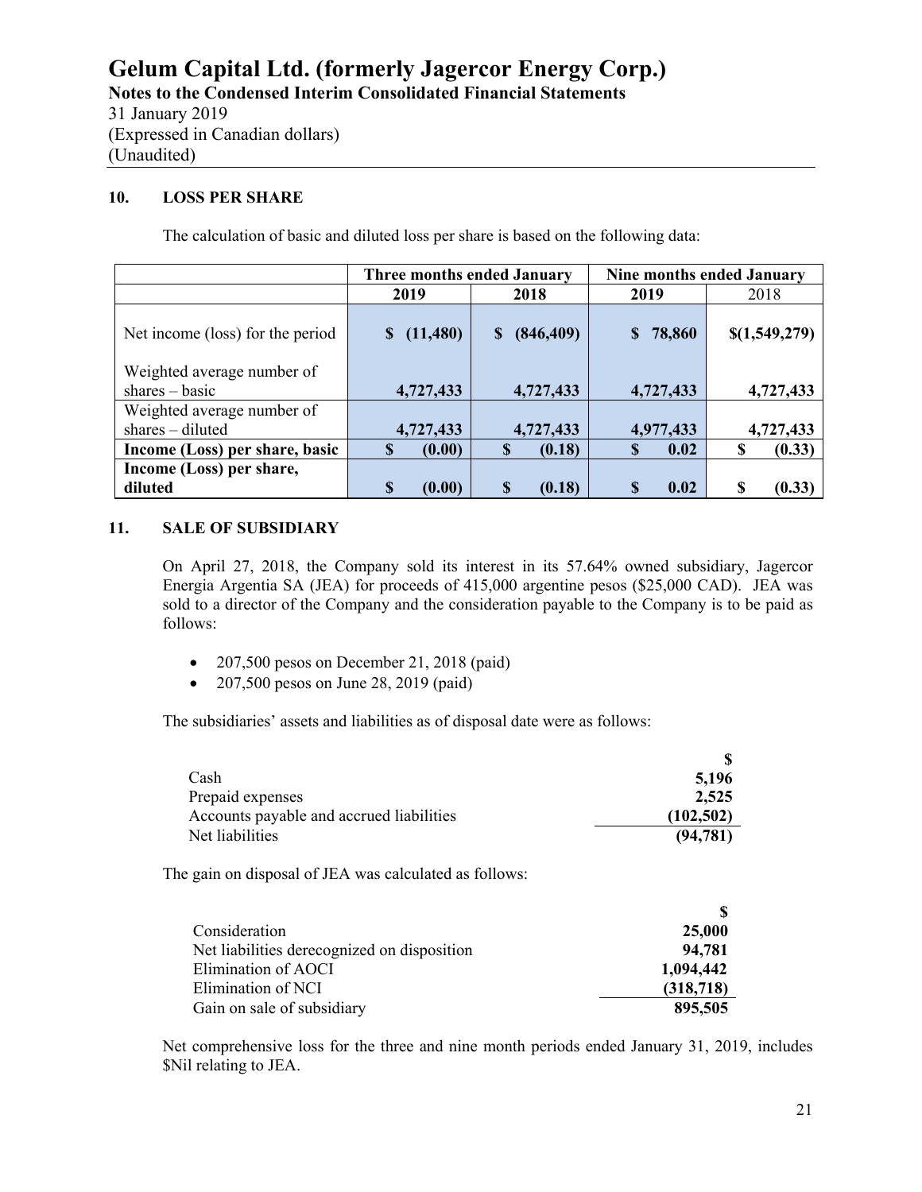## 10. LOSS PER SHARE

The calculation of basic and diluted loss per share is based on the following data:

| | Three months ended January | | Nine months ended January | |
|---|---|---|---|---|
| | **2019** | **2018** | **2019** | 2018 |
| Net income (loss) for the period | **$ (11,480)** | **$ (846,409)** | **$ 78,860** | **$(1,549,279)** |
| Weighted average number of shares – basic | **4,727,433** | **4,727,433** | **4,727,433** | **4,727,433** |
| Weighted average number of shares – diluted | **4,727,433** | **4,727,433** | **4,977,433** | **4,727,433** |
| **Income (Loss) per share, basic** | **$ (0.00)** | **$ (0.18)** | **$ 0.02** | **$ (0.33)** |
| **Income (Loss) per share, diluted** | **$ (0.00)** | **$ (0.18)** | **$ 0.02** | **$ (0.33)** |

## 11. SALE OF SUBSIDIARY

On April 27, 2018, the Company sold its interest in its 57.64% owned subsidiary, Jagercor Energia Argentia SA (JEA) for proceeds of 415,000 argentine pesos ($25,000 CAD). JEA was sold to a director of the Company and the consideration payable to the Company is to be paid as follows:

- 207,500 pesos on December 21, 2018 (paid)
- 207,500 pesos on June 28, 2019 (paid)

The subsidiaries' assets and liabilities as of disposal date were as follows:

| | $ |
|---|---|
| Cash | **5,196** |
| Prepaid expenses | **2,525** |
| Accounts payable and accrued liabilities | **(102,502)** |
| Net liabilities | **(94,781)** |

The gain on disposal of JEA was calculated as follows:

| | $ |
|---|---|
| Consideration | **25,000** |
| Net liabilities derecognized on disposition | **94,781** |
| Elimination of AOCI | **1,094,442** |
| Elimination of NCI | **(318,718)** |
| Gain on sale of subsidiary | **895,505** |

Net comprehensive loss for the three and nine month periods ended January 31, 2019, includes $Nil relating to JEA.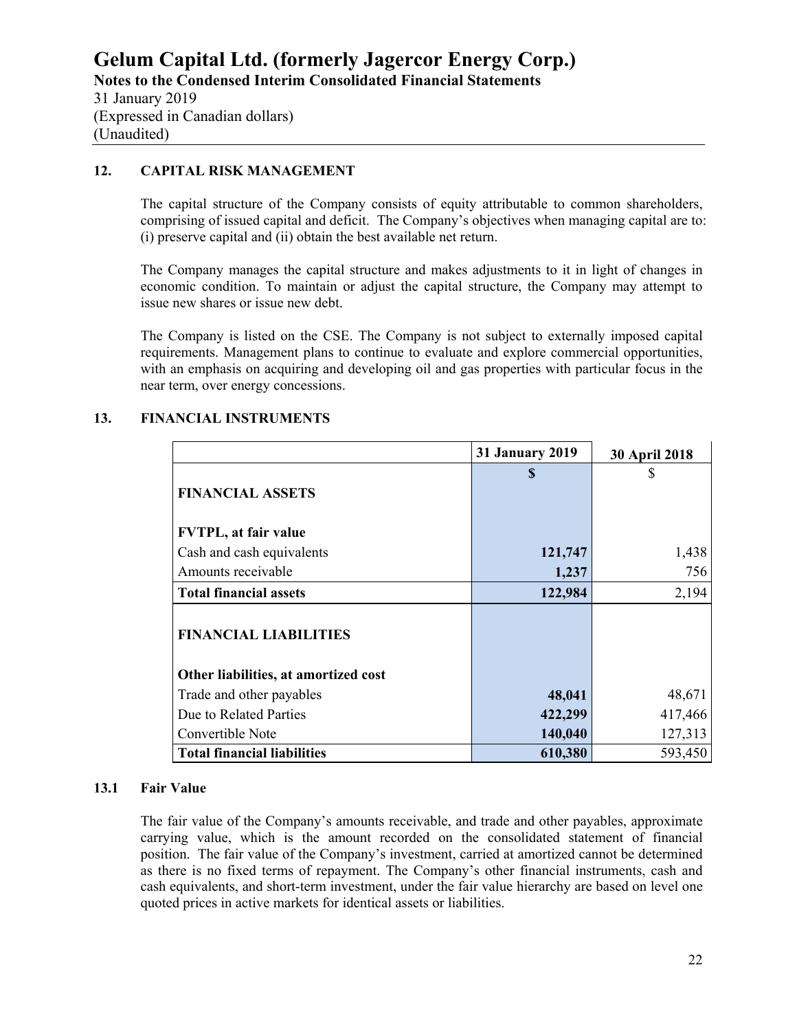## 12. CAPITAL RISK MANAGEMENT

The capital structure of the Company consists of equity attributable to common shareholders, comprising of issued capital and deficit. The Company's objectives when managing capital are to: (i) preserve capital and (ii) obtain the best available net return.

The Company manages the capital structure and makes adjustments to it in light of changes in economic condition. To maintain or adjust the capital structure, the Company may attempt to issue new shares or issue new debt.

The Company is listed on the CSE. The Company is not subject to externally imposed capital requirements. Management plans to continue to evaluate and explore commercial opportunities, with an emphasis on acquiring and developing oil and gas properties with particular focus in the near term, over energy concessions.

## 13. FINANCIAL INSTRUMENTS

| | 31 January 2019 | 30 April 2018 |
|---|---|---|
| | **$** | $ |
| **FINANCIAL ASSETS** | | |
| **FVTPL, at fair value** | | |
| Cash and cash equivalents | **121,747** | 1,438 |
| Amounts receivable | **1,237** | 756 |
| **Total financial assets** | **122,984** | 2,194 |
| **FINANCIAL LIABILITIES** | | |
| **Other liabilities, at amortized cost** | | |
| Trade and other payables | **48,041** | 48,671 |
| Due to Related Parties | **422,299** | 417,466 |
| Convertible Note | **140,040** | 127,313 |
| **Total financial liabilities** | **610,380** | 593,450 |

### 13.1 Fair Value

The fair value of the Company's amounts receivable, and trade and other payables, approximate carrying value, which is the amount recorded on the consolidated statement of financial position. The fair value of the Company's investment, carried at amortized cannot be determined as there is no fixed terms of repayment. The Company's other financial instruments, cash and cash equivalents, and short-term investment, under the fair value hierarchy are based on level one quoted prices in active markets for identical assets or liabilities.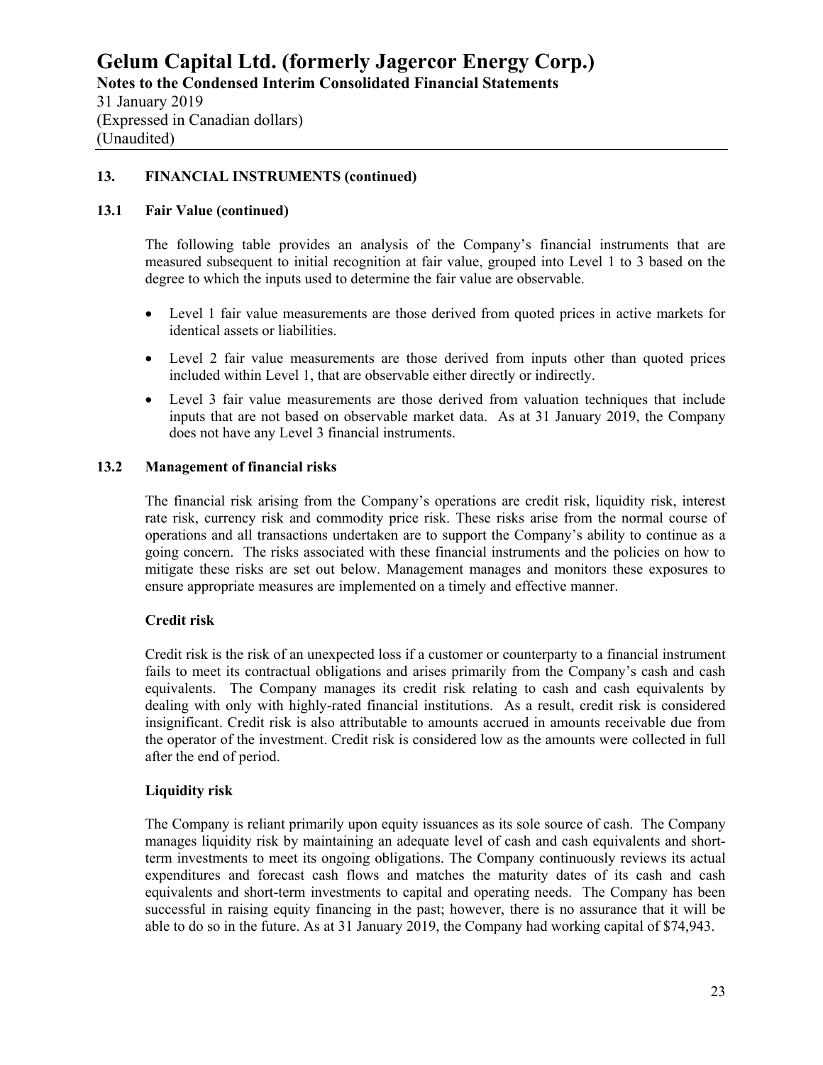## 13. FINANCIAL INSTRUMENTS (continued)

### 13.1 Fair Value (continued)

The following table provides an analysis of the Company's financial instruments that are measured subsequent to initial recognition at fair value, grouped into Level 1 to 3 based on the degree to which the inputs used to determine the fair value are observable.

- Level 1 fair value measurements are those derived from quoted prices in active markets for identical assets or liabilities.
- Level 2 fair value measurements are those derived from inputs other than quoted prices included within Level 1, that are observable either directly or indirectly.
- Level 3 fair value measurements are those derived from valuation techniques that include inputs that are not based on observable market data. As at 31 January 2019, the Company does not have any Level 3 financial instruments.

### 13.2 Management of financial risks

The financial risk arising from the Company's operations are credit risk, liquidity risk, interest rate risk, currency risk and commodity price risk. These risks arise from the normal course of operations and all transactions undertaken are to support the Company's ability to continue as a going concern. The risks associated with these financial instruments and the policies on how to mitigate these risks are set out below. Management manages and monitors these exposures to ensure appropriate measures are implemented on a timely and effective manner.

**Credit risk**

Credit risk is the risk of an unexpected loss if a customer or counterparty to a financial instrument fails to meet its contractual obligations and arises primarily from the Company's cash and cash equivalents. The Company manages its credit risk relating to cash and cash equivalents by dealing with only with highly-rated financial institutions. As a result, credit risk is considered insignificant. Credit risk is also attributable to amounts accrued in amounts receivable due from the operator of the investment. Credit risk is considered low as the amounts were collected in full after the end of period.

**Liquidity risk**

The Company is reliant primarily upon equity issuances as its sole source of cash. The Company manages liquidity risk by maintaining an adequate level of cash and cash equivalents and short-term investments to meet its ongoing obligations. The Company continuously reviews its actual expenditures and forecast cash flows and matches the maturity dates of its cash and cash equivalents and short-term investments to capital and operating needs. The Company has been successful in raising equity financing in the past; however, there is no assurance that it will be able to do so in the future. As at 31 January 2019, the Company had working capital of $74,943.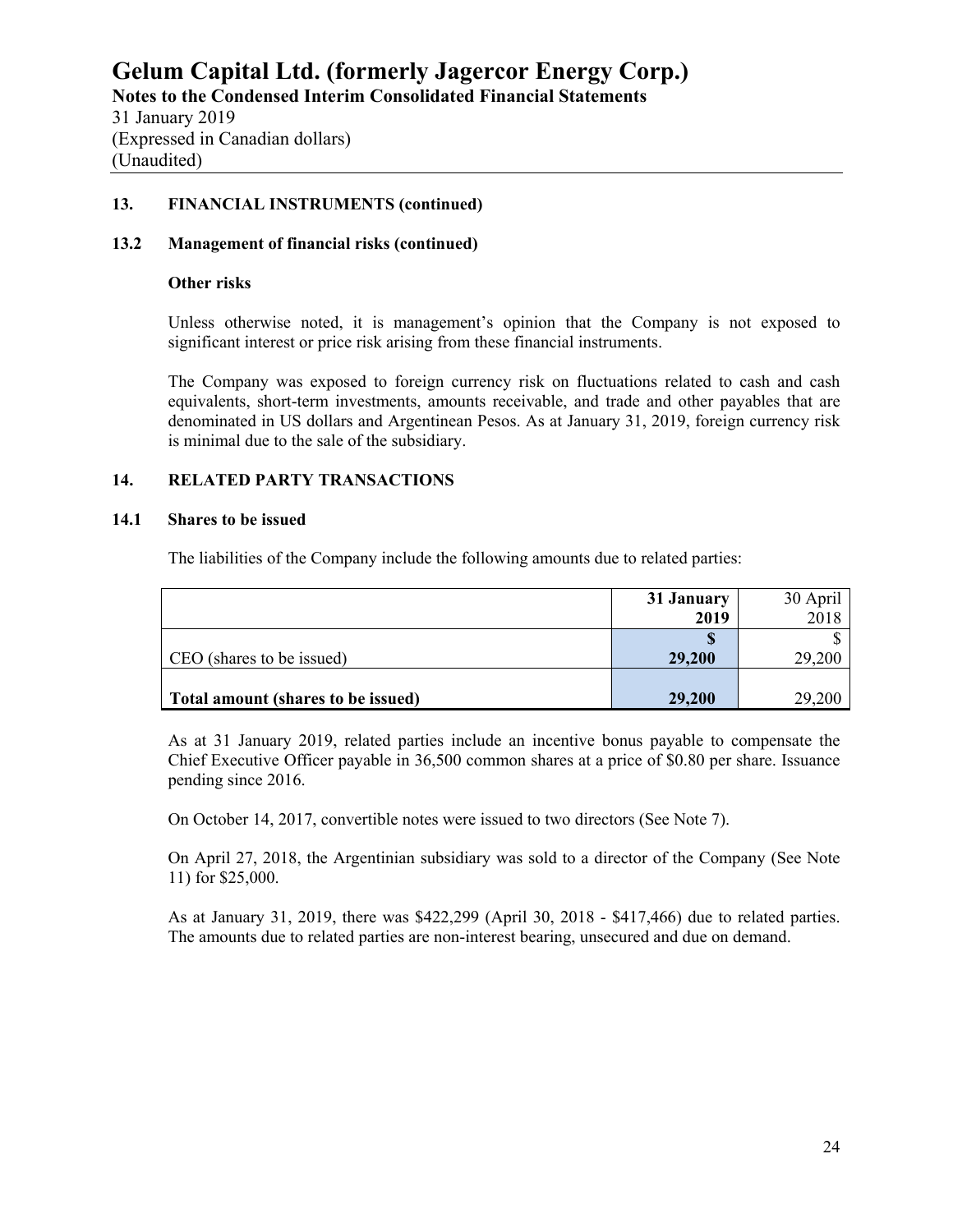## 13. FINANCIAL INSTRUMENTS (continued)

### 13.2 Management of financial risks (continued)

**Other risks**

Unless otherwise noted, it is management's opinion that the Company is not exposed to significant interest or price risk arising from these financial instruments.

The Company was exposed to foreign currency risk on fluctuations related to cash and cash equivalents, short-term investments, amounts receivable, and trade and other payables that are denominated in US dollars and Argentinean Pesos. As at January 31, 2019, foreign currency risk is minimal due to the sale of the subsidiary.

## 14. RELATED PARTY TRANSACTIONS

### 14.1 Shares to be issued

The liabilities of the Company include the following amounts due to related parties:

| | **31 January 2019** | 30 April 2018 |
|---|---|---|
| | **$** | $ |
| CEO (shares to be issued) | **29,200** | 29,200 |
| **Total amount (shares to be issued)** | **29,200** | 29,200 |

As at 31 January 2019, related parties include an incentive bonus payable to compensate the Chief Executive Officer payable in 36,500 common shares at a price of $0.80 per share. Issuance pending since 2016.

On October 14, 2017, convertible notes were issued to two directors (See Note 7).

On April 27, 2018, the Argentinian subsidiary was sold to a director of the Company (See Note 11) for $25,000.

As at January 31, 2019, there was $422,299 (April 30, 2018 - $417,466) due to related parties. The amounts due to related parties are non-interest bearing, unsecured and due on demand.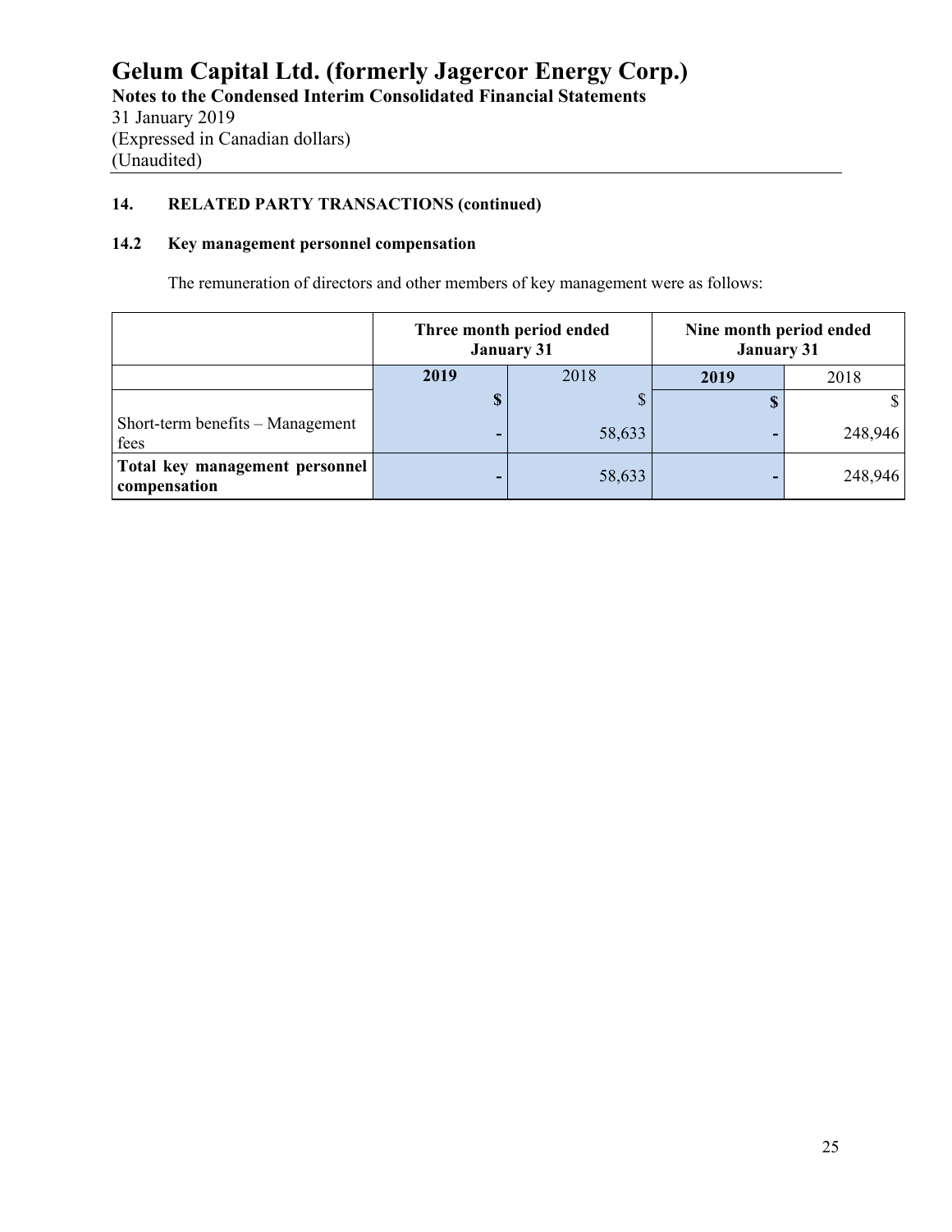# Gelum Capital Ltd. (formerly Jagercor Energy Corp.)

**Notes to the Condensed Interim Consolidated Financial Statements**

31 January 2019
(Expressed in Canadian dollars)
(Unaudited)

## 14. RELATED PARTY TRANSACTIONS (continued)

### 14.2 Key management personnel compensation

The remuneration of directors and other members of key management were as follows:

| | Three month period ended January 31 | | Nine month period ended January 31 | |
|---|---|---|---|---|
| | **2019** | 2018 | **2019** | 2018 |
| | **$** | $ | **$** | $ |
| Short-term benefits – Management fees | **-** | 58,633 | **-** | 248,946 |
| **Total key management personnel compensation** | **-** | 58,633 | **-** | 248,946 |